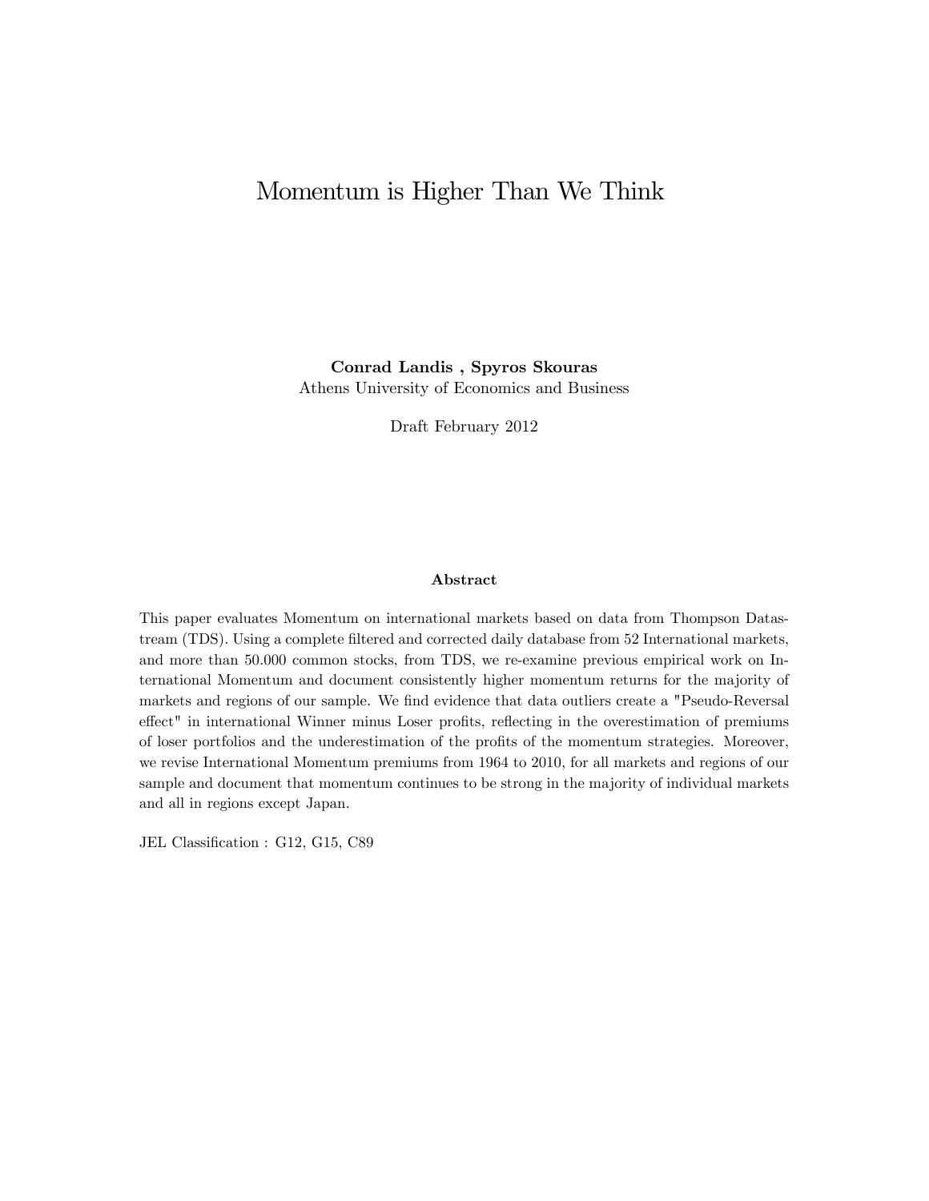# Momentum is Higher Than We Think

**Conrad Landis , Spyros Skouras**
Athens University of Economics and Business

Draft February 2012

## Abstract

This paper evaluates Momentum on international markets based on data from Thompson Datastream (TDS). Using a complete filtered and corrected daily database from 52 International markets, and more than 50.000 common stocks, from TDS, we re-examine previous empirical work on International Momentum and document consistently higher momentum returns for the majority of markets and regions of our sample. We find evidence that data outliers create a "Pseudo-Reversal effect" in international Winner minus Loser profits, reflecting in the overestimation of premiums of loser portfolios and the underestimation of the profits of the momentum strategies. Moreover, we revise International Momentum premiums from 1964 to 2010, for all markets and regions of our sample and document that momentum continues to be strong in the majority of individual markets and all in regions except Japan.

JEL Classification : G12, G15, C89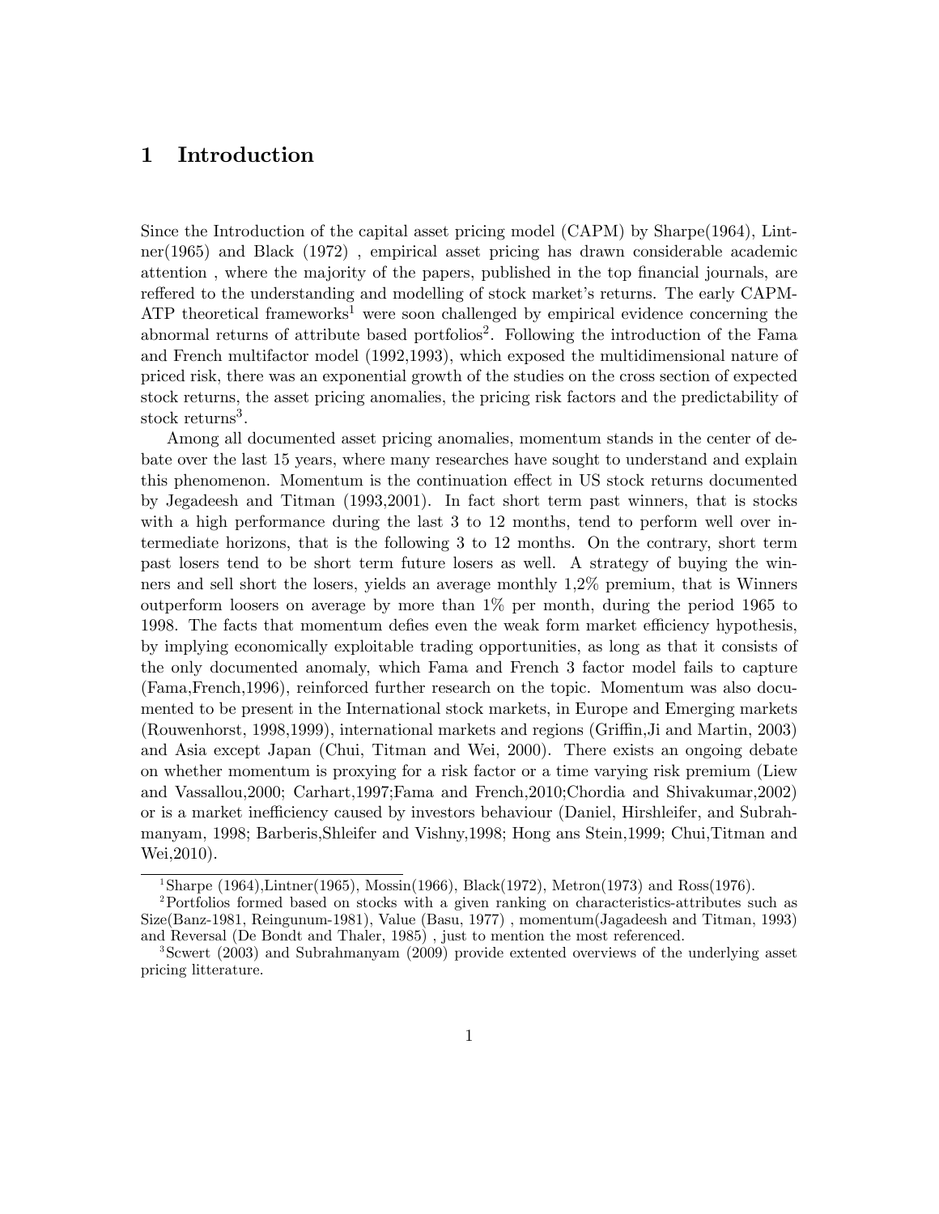# 1 Introduction

Since the Introduction of the capital asset pricing model (CAPM) by Sharpe(1964), Lintner(1965) and Black (1972) , empirical asset pricing has drawn considerable academic attention , where the majority of the papers, published in the top financial journals, are reffered to the understanding and modelling of stock market's returns. The early CAPM-ATP theoretical frameworks[1] were soon challenged by empirical evidence concerning the abnormal returns of attribute based portfolios[2]. Following the introduction of the Fama and French multifactor model (1992,1993), which exposed the multidimensional nature of priced risk, there was an exponential growth of the studies on the cross section of expected stock returns, the asset pricing anomalies, the pricing risk factors and the predictability of stock returns[3].

Among all documented asset pricing anomalies, momentum stands in the center of debate over the last 15 years, where many researches have sought to understand and explain this phenomenon. Momentum is the continuation effect in US stock returns documented by Jegadeesh and Titman (1993,2001). In fact short term past winners, that is stocks with a high performance during the last 3 to 12 months, tend to perform well over intermediate horizons, that is the following 3 to 12 months. On the contrary, short term past losers tend to be short term future losers as well. A strategy of buying the winners and sell short the losers, yields an average monthly 1,2% premium, that is Winners outperform loosers on average by more than 1% per month, during the period 1965 to 1998. The facts that momentum defies even the weak form market efficiency hypothesis, by implying economically exploitable trading opportunities, as long as that it consists of the only documented anomaly, which Fama and French 3 factor model fails to capture (Fama,French,1996), reinforced further research on the topic. Momentum was also documented to be present in the International stock markets, in Europe and Emerging markets (Rouwenhorst, 1998,1999), international markets and regions (Griffin,Ji and Martin, 2003) and Asia except Japan (Chui, Titman and Wei, 2000). There exists an ongoing debate on whether momentum is proxying for a risk factor or a time varying risk premium (Liew and Vassallou,2000; Carhart,1997;Fama and French,2010;Chordia and Shivakumar,2002) or is a market inefficiency caused by investors behaviour (Daniel, Hirshleifer, and Subrahmanyam, 1998; Barberis,Shleifer and Vishny,1998; Hong ans Stein,1999; Chui,Titman and Wei,2010).

[1] Sharpe (1964),Lintner(1965), Mossin(1966), Black(1972), Metron(1973) and Ross(1976).

[2] Portfolios formed based on stocks with a given ranking on characteristics-attributes such as Size(Banz-1981, Reingunum-1981), Value (Basu, 1977) , momentum(Jagadeesh and Titman, 1993) and Reversal (De Bondt and Thaler, 1985) , just to mention the most referenced.

[3] Scwert (2003) and Subrahmanyam (2009) provide extented overviews of the underlying asset pricing litterature.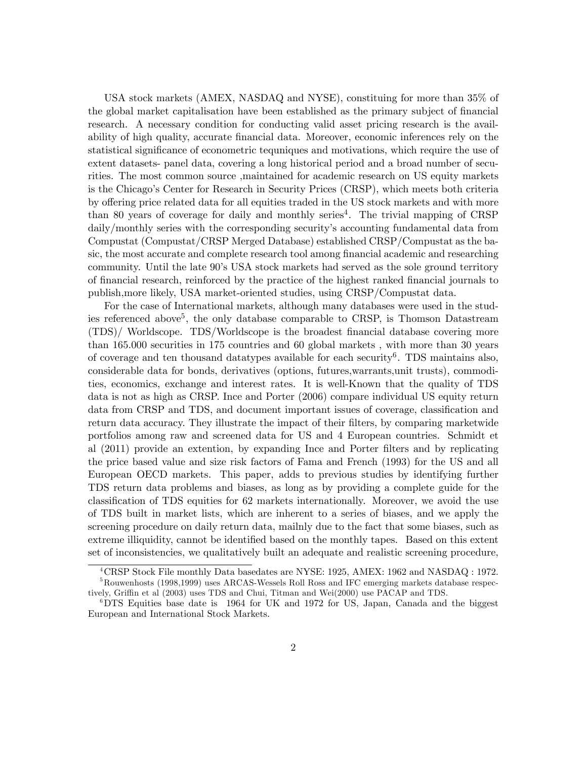USA stock markets (AMEX, NASDAQ and NYSE), constituing for more than 35% of the global market capitalisation have been established as the primary subject of financial research. A necessary condition for conducting valid asset pricing research is the availability of high quality, accurate financial data. Moreover, economic inferences rely on the statistical significance of econometric tequniques and motivations, which require the use of extent datasets- panel data, covering a long historical period and a broad number of securities. The most common source ,maintained for academic research on US equity markets is the Chicago's Center for Research in Security Prices (CRSP), which meets both criteria by offering price related data for all equities traded in the US stock markets and with more than 80 years of coverage for daily and monthly series[4]. The trivial mapping of CRSP daily/monthly series with the corresponding security's accounting fundamental data from Compustat (Compustat/CRSP Merged Database) established CRSP/Compustat as the basic, the most accurate and complete research tool among financial academic and researching community. Until the late 90's USA stock markets had served as the sole ground territory of financial research, reinforced by the practice of the highest ranked financial journals to publish,more likely, USA market-oriented studies, using CRSP/Compustat data.

For the case of International markets, although many databases were used in the studies referenced above[5], the only database comparable to CRSP, is Thomson Datastream (TDS)/ Worldscope. TDS/Worldscope is the broadest financial database covering more than 165.000 securities in 175 countries and 60 global markets , with more than 30 years of coverage and ten thousand datatypes available for each security[6]. TDS maintains also, considerable data for bonds, derivatives (options, futures,warrants,unit trusts), commodities, economics, exchange and interest rates. It is well-Known that the quality of TDS data is not as high as CRSP. Ince and Porter (2006) compare individual US equity return data from CRSP and TDS, and document important issues of coverage, classification and return data accuracy. They illustrate the impact of their filters, by comparing marketwide portfolios among raw and screened data for US and 4 European countries. Schmidt et al (2011) provide an extention, by expanding Ince and Porter filters and by replicating the price based value and size risk factors of Fama and French (1993) for the US and all European OECD markets. This paper, adds to previous studies by identifying further TDS return data problems and biases, as long as by providing a complete guide for the classification of TDS equities for 62 markets internationally. Moreover, we avoid the use of TDS built in market lists, which are inherent to a series of biases, and we apply the screening procedure on daily return data, mailnly due to the fact that some biases, such as extreme illiquidity, cannot be identified based on the monthly tapes. Based on this extent set of inconsistencies, we qualitatively built an adequate and realistic screening procedure,

[4]CRSP Stock File monthly Data basedates are NYSE: 1925, AMEX: 1962 and NASDAQ : 1972.

[5]Rouwenhosts (1998,1999) uses ARCAS-Wessels Roll Ross and IFC emerging markets database respectively, Griffin et al (2003) uses TDS and Chui, Titman and Wei(2000) use PACAP and TDS.

[6]DTS Equities base date is 1964 for UK and 1972 for US, Japan, Canada and the biggest European and International Stock Markets.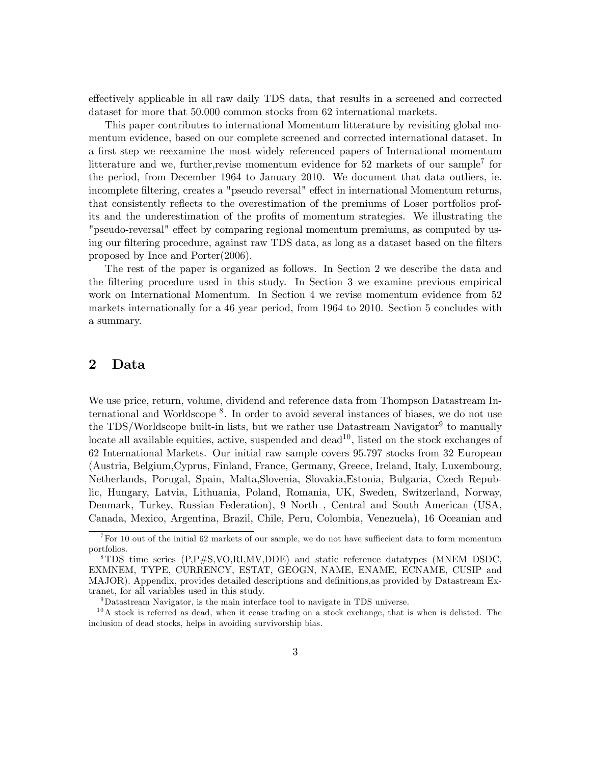effectively applicable in all raw daily TDS data, that results in a screened and corrected dataset for more that 50.000 common stocks from 62 international markets.

This paper contributes to international Momentum litterature by revisiting global momentum evidence, based on our complete screened and corrected international dataset. In a first step we reexamine the most widely referenced papers of International momentum litterature and we, further,revise momentum evidence for 52 markets of our sample[7] for the period, from December 1964 to January 2010. We document that data outliers, ie. incomplete filtering, creates a "pseudo reversal" effect in international Momentum returns, that consistently reflects to the overestimation of the premiums of Loser portfolios profits and the underestimation of the profits of momentum strategies. We illustrating the "pseudo-reversal" effect by comparing regional momentum premiums, as computed by using our filtering procedure, against raw TDS data, as long as a dataset based on the filters proposed by Ince and Porter(2006).

The rest of the paper is organized as follows. In Section 2 we describe the data and the filtering procedure used in this study. In Section 3 we examine previous empirical work on International Momentum. In Section 4 we revise momentum evidence from 52 markets internationally for a 46 year period, from 1964 to 2010. Section 5 concludes with a summary.

## 2 Data

We use price, return, volume, dividend and reference data from Thompson Datastream International and Worldscope [8]. In order to avoid several instances of biases, we do not use the TDS/Worldscope built-in lists, but we rather use Datastream Navigator[9] to manually locate all available equities, active, suspended and dead[10], listed on the stock exchanges of 62 International Markets. Our initial raw sample covers 95.797 stocks from 32 European (Austria, Belgium,Cyprus, Finland, France, Germany, Greece, Ireland, Italy, Luxembourg, Netherlands, Porugal, Spain, Malta,Slovenia, Slovakia,Estonia, Bulgaria, Czech Republic, Hungary, Latvia, Lithuania, Poland, Romania, UK, Sweden, Switzerland, Norway, Denmark, Turkey, Russian Federation), 9 North , Central and South American (USA, Canada, Mexico, Argentina, Brazil, Chile, Peru, Colombia, Venezuela), 16 Oceanian and

[7] For 10 out of the initial 62 markets of our sample, we do not have sufficient data to form momentum portfolios.

[8] TDS time series (P,P#S,VO,RI,MV,DDE) and static reference datatypes (MNEM DSDC, EXMNEM, TYPE, CURRENCY, ESTAT, GEOGN, NAME, ENAME, ECNAME, CUSIP and MAJOR). Appendix, provides detailed descriptions and definitions,as provided by Datastream Extranet, for all variables used in this study.

[9] Datastream Navigator, is the main interface tool to navigate in TDS universe.

[10] A stock is referred as dead, when it cease trading on a stock exchange, that is when is delisted. The inclusion of dead stocks, helps in avoiding survivorship bias.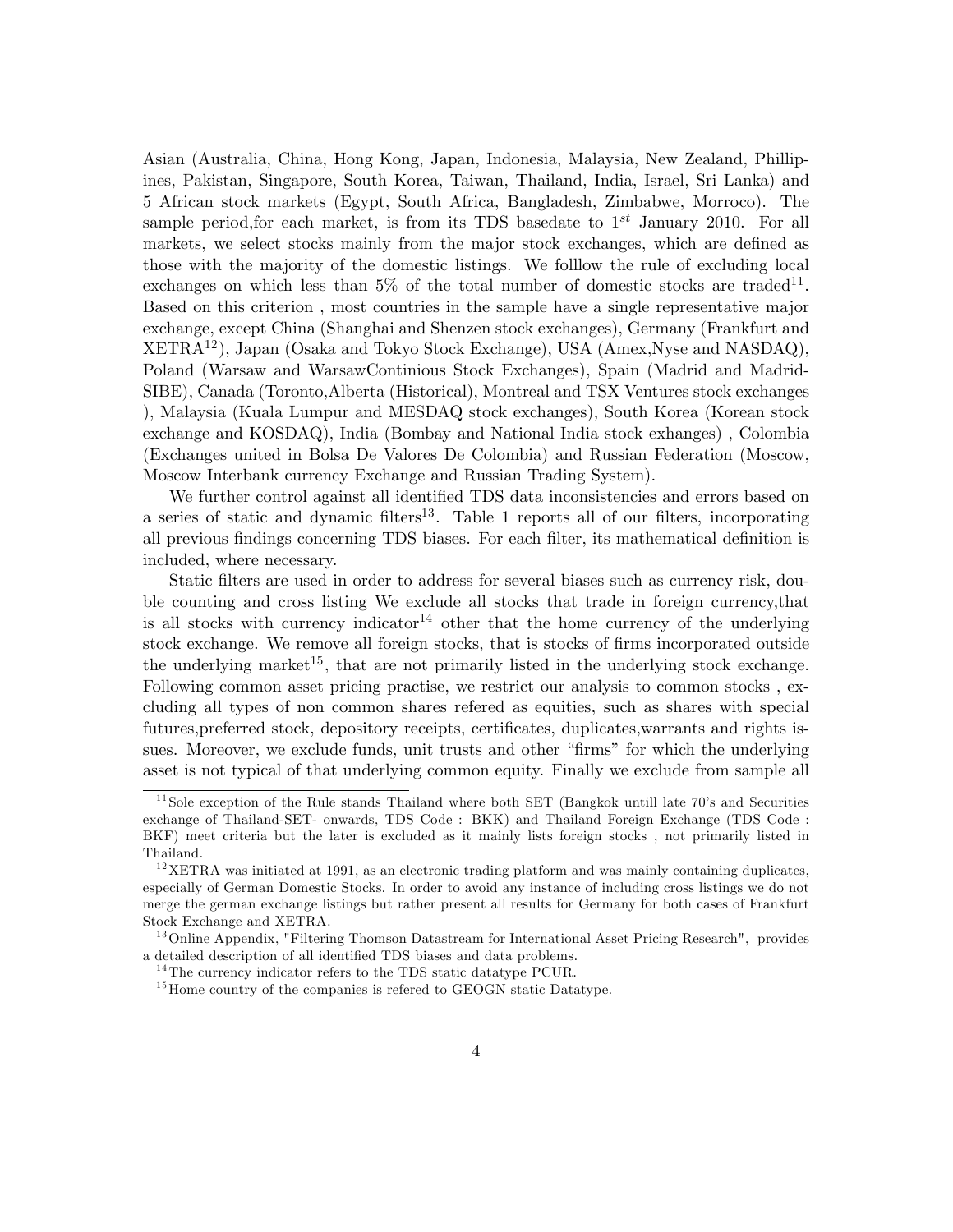Asian (Australia, China, Hong Kong, Japan, Indonesia, Malaysia, New Zealand, Phillippines, Pakistan, Singapore, South Korea, Taiwan, Thailand, India, Israel, Sri Lanka) and 5 African stock markets (Egypt, South Africa, Bangladesh, Zimbabwe, Morroco). The sample period,for each market, is from its TDS basedate to $1^{st}$ January 2010. For all markets, we select stocks mainly from the major stock exchanges, which are defined as those with the majority of the domestic listings. We folllow the rule of excluding local exchanges on which less than 5% of the total number of domestic stocks are traded[11]. Based on this criterion , most countries in the sample have a single representative major exchange, except China (Shanghai and Shenzen stock exchanges), Germany (Frankfurt and XETRA[12]), Japan (Osaka and Tokyo Stock Exchange), USA (Amex,Nyse and NASDAQ), Poland (Warsaw and WarsawContinious Stock Exchanges), Spain (Madrid and Madrid-SIBE), Canada (Toronto,Alberta (Historical), Montreal and TSX Ventures stock exchanges ), Malaysia (Kuala Lumpur and MESDAQ stock exchanges), South Korea (Korean stock exchange and KOSDAQ), India (Bombay and National India stock exhanges) , Colombia (Exchanges united in Bolsa De Valores De Colombia) and Russian Federation (Moscow, Moscow Interbank currency Exchange and Russian Trading System).

We further control against all identified TDS data inconsistencies and errors based on a series of static and dynamic filters[13]. Table 1 reports all of our filters, incorporating all previous findings concerning TDS biases. For each filter, its mathematical definition is included, where necessary.

Static filters are used in order to address for several biases such as currency risk, double counting and cross listing We exclude all stocks that trade in foreign currency,that is all stocks with currency indicator[14] other that the home currency of the underlying stock exchange. We remove all foreign stocks, that is stocks of firms incorporated outside the underlying market[15], that are not primarily listed in the underlying stock exchange. Following common asset pricing practise, we restrict our analysis to common stocks , excluding all types of non common shares refered as equities, such as shares with special futures,preferred stock, depository receipts, certificates, duplicates,warrants and rights issues. Moreover, we exclude funds, unit trusts and other "firms" for which the underlying asset is not typical of that underlying common equity. Finally we exclude from sample all

[11] Sole exception of the Rule stands Thailand where both SET (Bangkok untill late 70's and Securities exchange of Thailand-SET- onwards, TDS Code : BKK) and Thailand Foreign Exchange (TDS Code : BKF) meet criteria but the later is excluded as it mainly lists foreign stocks , not primarily listed in Thailand.

[12] XETRA was initiated at 1991, as an electronic trading platform and was mainly containing duplicates, especially of German Domestic Stocks. In order to avoid any instance of including cross listings we do not merge the german exchange listings but rather present all results for Germany for both cases of Frankfurt Stock Exchange and XETRA.

[13] Online Appendix, "Filtering Thomson Datastream for International Asset Pricing Research", provides a detailed description of all identified TDS biases and data problems.

[14] The currency indicator refers to the TDS static datatype PCUR.

[15] Home country of the companies is refered to GEOGN static Datatype.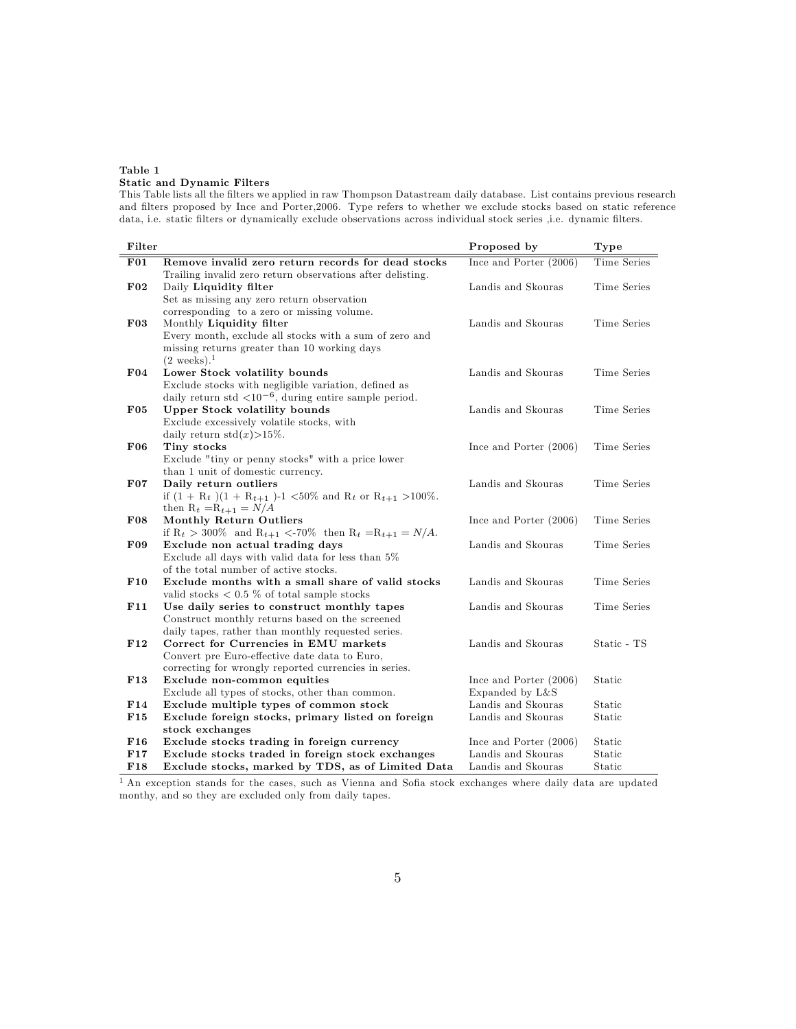**Table 1**
**Static and Dynamic Filters**
This Table lists all the filters we applied in raw Thompson Datastream daily database. List contains previous research and filters proposed by Ince and Porter,2006. Type refers to whether we exclude stocks based on static reference data, i.e. static filters or dynamically exclude observations across individual stock series ,i.e. dynamic filters.

| Filter | | Proposed by | Type |
|---|---|---|---|
| **F01** | **Remove invalid zero return records for dead stocks** Trailing invalid zero return observations after delisting. | Ince and Porter (2006) | Time Series |
| **F02** | Daily **Liquidity filter** Set as missing any zero return observation corresponding to a zero or missing volume. | Landis and Skouras | Time Series |
| **F03** | Monthly **Liquidity filter** Every month, exclude all stocks with a sum of zero and missing returns greater than 10 working days (2 weeks).[1] | Landis and Skouras | Time Series |
| **F04** | **Lower Stock volatility bounds** Exclude stocks with negligible variation, defined as daily return std $<10^{-6}$, during entire sample period. | Landis and Skouras | Time Series |
| **F05** | **Upper Stock volatility bounds** Exclude excessively volatile stocks, with daily return std$(x)$>15%. | Landis and Skouras | Time Series |
| **F06** | **Tiny stocks** Exclude "tiny or penny stocks" with a price lower than 1 unit of domestic currency. | Ince and Porter (2006) | Time Series |
| **F07** | **Daily return outliers** if $(1+\mathrm{R}_t)(1+\mathrm{R}_{t+1})$-1 <50% and $\mathrm{R}_t$ or $\mathrm{R}_{t+1}$ >100%. then $\mathrm{R}_t = \mathrm{R}_{t+1} = N/A$ | Landis and Skouras | Time Series |
| **F08** | **Monthly Return Outliers** if $\mathrm{R}_t$ > 300% and $\mathrm{R}_{t+1}$ <-70% then $\mathrm{R}_t = \mathrm{R}_{t+1} = N/A$. | Ince and Porter (2006) | Time Series |
| **F09** | **Exclude non actual trading days** Exclude all days with valid data for less than 5% of the total number of active stocks. | Landis and Skouras | Time Series |
| **F10** | **Exclude months with a small share of valid stocks** valid stocks < 0.5 % of total sample stocks | Landis and Skouras | Time Series |
| **F11** | **Use daily series to construct monthly tapes** Construct monthly returns based on the screened daily tapes, rather than monthly requested series. | Landis and Skouras | Time Series |
| **F12** | **Correct for Currencies in EMU markets** Convert pre Euro-effective date data to Euro, correcting for wrongly reported currencies in series. | Landis and Skouras | Static - TS |
| **F13** | **Exclude non-common equities** Exclude all types of stocks, other than common. | Ince and Porter (2006) Expanded by L&S | Static |
| **F14** | **Exclude multiple types of common stock** | Landis and Skouras | Static |
| **F15** | **Exclude foreign stocks, primary listed on foreign stock exchanges** | Landis and Skouras | Static |
| **F16** | **Exclude stocks trading in foreign currency** | Ince and Porter (2006) | Static |
| **F17** | **Exclude stocks traded in foreign stock exchanges** | Landis and Skouras | Static |
| **F18** | **Exclude stocks, marked by TDS, as of Limited Data** | Landis and Skouras | Static |

[1] An exception stands for the cases, such as Vienna and Sofia stock exchanges where daily data are updated monthy, and so they are excluded only from daily tapes.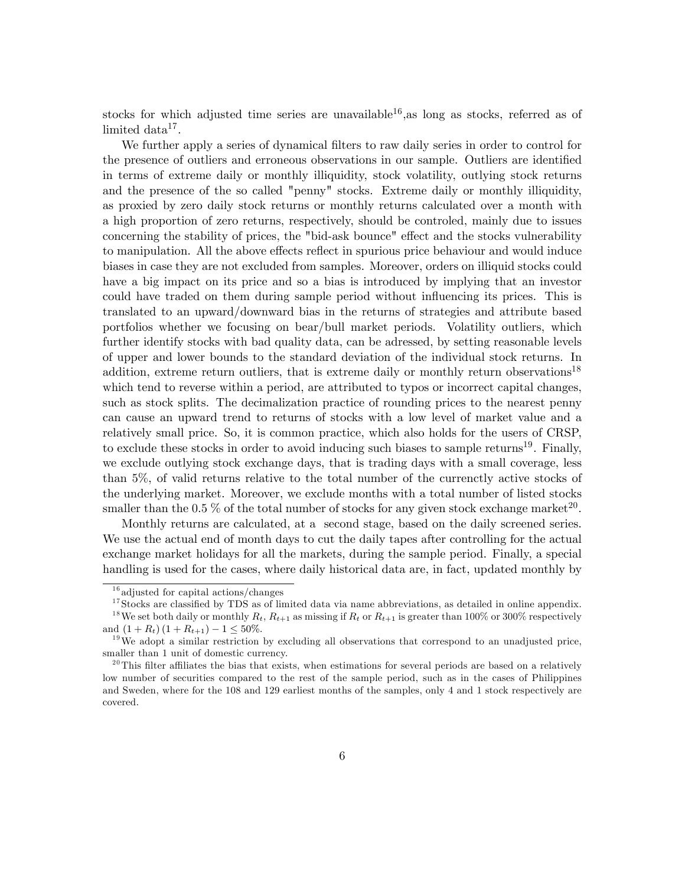stocks for which adjusted time series are unavailable[16],as long as stocks, referred as of limited data[17].

We further apply a series of dynamical filters to raw daily series in order to control for the presence of outliers and erroneous observations in our sample. Outliers are identified in terms of extreme daily or monthly illiquidity, stock volatility, outlying stock returns and the presence of the so called "penny" stocks. Extreme daily or monthly illiquidity, as proxied by zero daily stock returns or monthly returns calculated over a month with a high proportion of zero returns, respectively, should be controled, mainly due to issues concerning the stability of prices, the "bid-ask bounce" effect and the stocks vulnerability to manipulation. All the above effects reflect in spurious price behaviour and would induce biases in case they are not excluded from samples. Moreover, orders on illiquid stocks could have a big impact on its price and so a bias is introduced by implying that an investor could have traded on them during sample period without influencing its prices. This is translated to an upward/downward bias in the returns of strategies and attribute based portfolios whether we focusing on bear/bull market periods. Volatility outliers, which further identify stocks with bad quality data, can be adressed, by setting reasonable levels of upper and lower bounds to the standard deviation of the individual stock returns. In addition, extreme return outliers, that is extreme daily or monthly return observations[18] which tend to reverse within a period, are attributed to typos or incorrect capital changes, such as stock splits. The decimalization practice of rounding prices to the nearest penny can cause an upward trend to returns of stocks with a low level of market value and a relatively small price. So, it is common practice, which also holds for the users of CRSP, to exclude these stocks in order to avoid inducing such biases to sample returns[19]. Finally, we exclude outlying stock exchange days, that is trading days with a small coverage, less than 5%, of valid returns relative to the total number of the currenctly active stocks of the underlying market. Moreover, we exclude months with a total number of listed stocks smaller than the 0.5 % of the total number of stocks for any given stock exchange market[20].

Monthly returns are calculated, at a second stage, based on the daily screened series. We use the actual end of month days to cut the daily tapes after controlling for the actual exchange market holidays for all the markets, during the sample period. Finally, a special handling is used for the cases, where daily historical data are, in fact, updated monthly by

---

[16] adjusted for capital actions/changes

[17] Stocks are classified by TDS as of limited data via name abbreviations, as detailed in online appendix.

[18] We set both daily or monthly $R_t$, $R_{t+1}$ as missing if $R_t$ or $R_{t+1}$ is greater than 100% or 300% respectively and $(1 + R_t)(1 + R_{t+1}) - 1 \leq 50\%$.

[19] We adopt a similar restriction by excluding all observations that correspond to an unadjusted price, smaller than 1 unit of domestic currency.

[20] This filter affiliates the bias that exists, when estimations for several periods are based on a relatively low number of securities compared to the rest of the sample period, such as in the cases of Philippines and Sweden, where for the 108 and 129 earliest months of the samples, only 4 and 1 stock respectively are covered.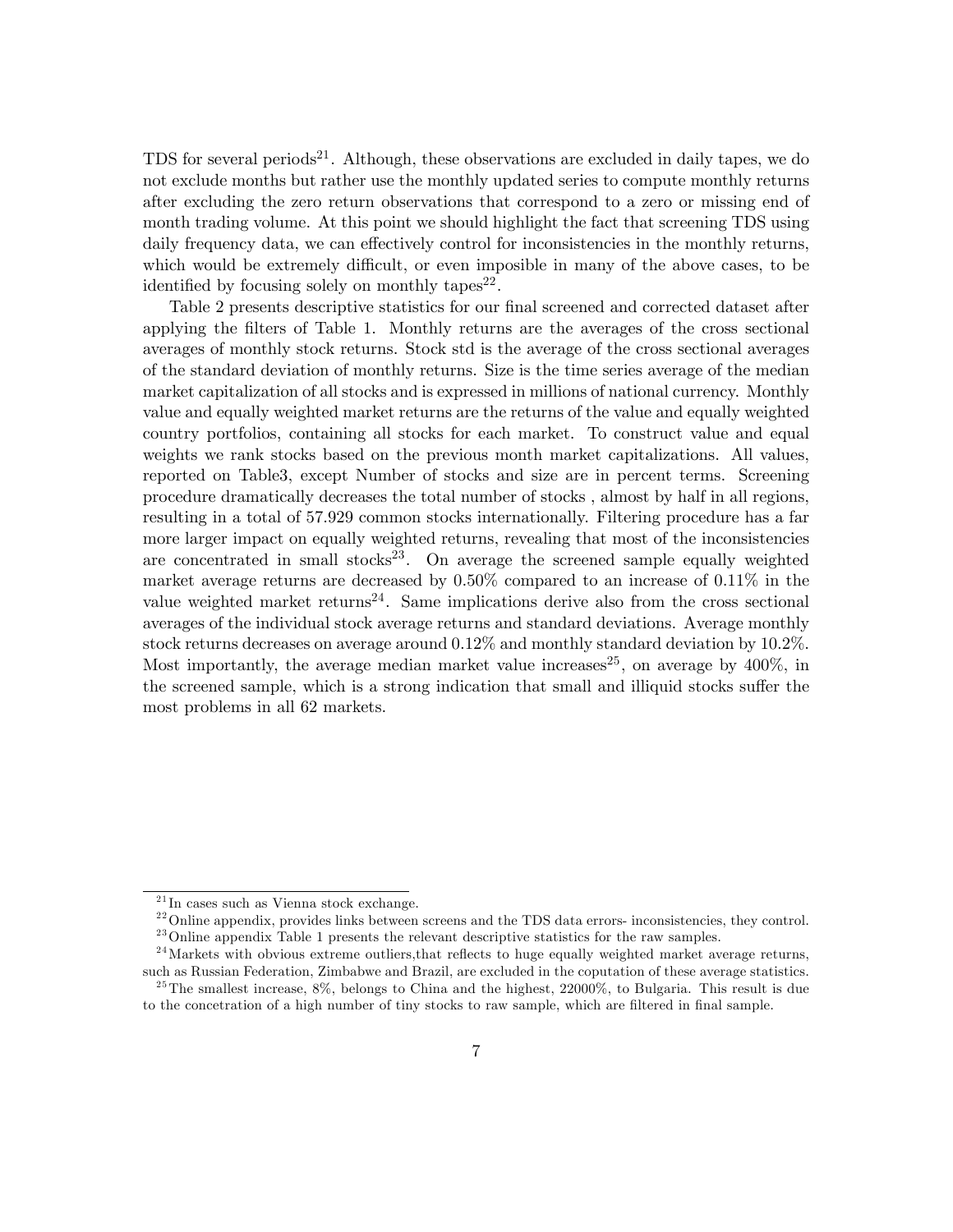TDS for several periods[21]. Although, these observations are excluded in daily tapes, we do not exclude months but rather use the monthly updated series to compute monthly returns after excluding the zero return observations that correspond to a zero or missing end of month trading volume. At this point we should highlight the fact that screening TDS using daily frequency data, we can effectively control for inconsistencies in the monthly returns, which would be extremely difficult, or even imposible in many of the above cases, to be identified by focusing solely on monthly tapes[22].

Table 2 presents descriptive statistics for our final screened and corrected dataset after applying the filters of Table 1. Monthly returns are the averages of the cross sectional averages of monthly stock returns. Stock std is the average of the cross sectional averages of the standard deviation of monthly returns. Size is the time series average of the median market capitalization of all stocks and is expressed in millions of national currency. Monthly value and equally weighted market returns are the returns of the value and equally weighted country portfolios, containing all stocks for each market. To construct value and equal weights we rank stocks based on the previous month market capitalizations. All values, reported on Table3, except Number of stocks and size are in percent terms. Screening procedure dramatically decreases the total number of stocks , almost by half in all regions, resulting in a total of 57.929 common stocks internationally. Filtering procedure has a far more larger impact on equally weighted returns, revealing that most of the inconsistencies are concentrated in small stocks[23]. On average the screened sample equally weighted market average returns are decreased by 0.50% compared to an increase of 0.11% in the value weighted market returns[24]. Same implications derive also from the cross sectional averages of the individual stock average returns and standard deviations. Average monthly stock returns decreases on average around 0.12% and monthly standard deviation by 10.2%. Most importantly, the average median market value increases[25], on average by 400%, in the screened sample, which is a strong indication that small and illiquid stocks suffer the most problems in all 62 markets.

---

[21] In cases such as Vienna stock exchange.

[22] Online appendix, provides links between screens and the TDS data errors- inconsistencies, they control.

[23] Online appendix Table 1 presents the relevant descriptive statistics for the raw samples.

[24] Markets with obvious extreme outliers,that reflects to huge equally weighted market average returns, such as Russian Federation, Zimbabwe and Brazil, are excluded in the coputation of these average statistics.

[25] The smallest increase, 8%, belongs to China and the highest, 22000%, to Bulgaria. This result is due to the concetration of a high number of tiny stocks to raw sample, which are filtered in final sample.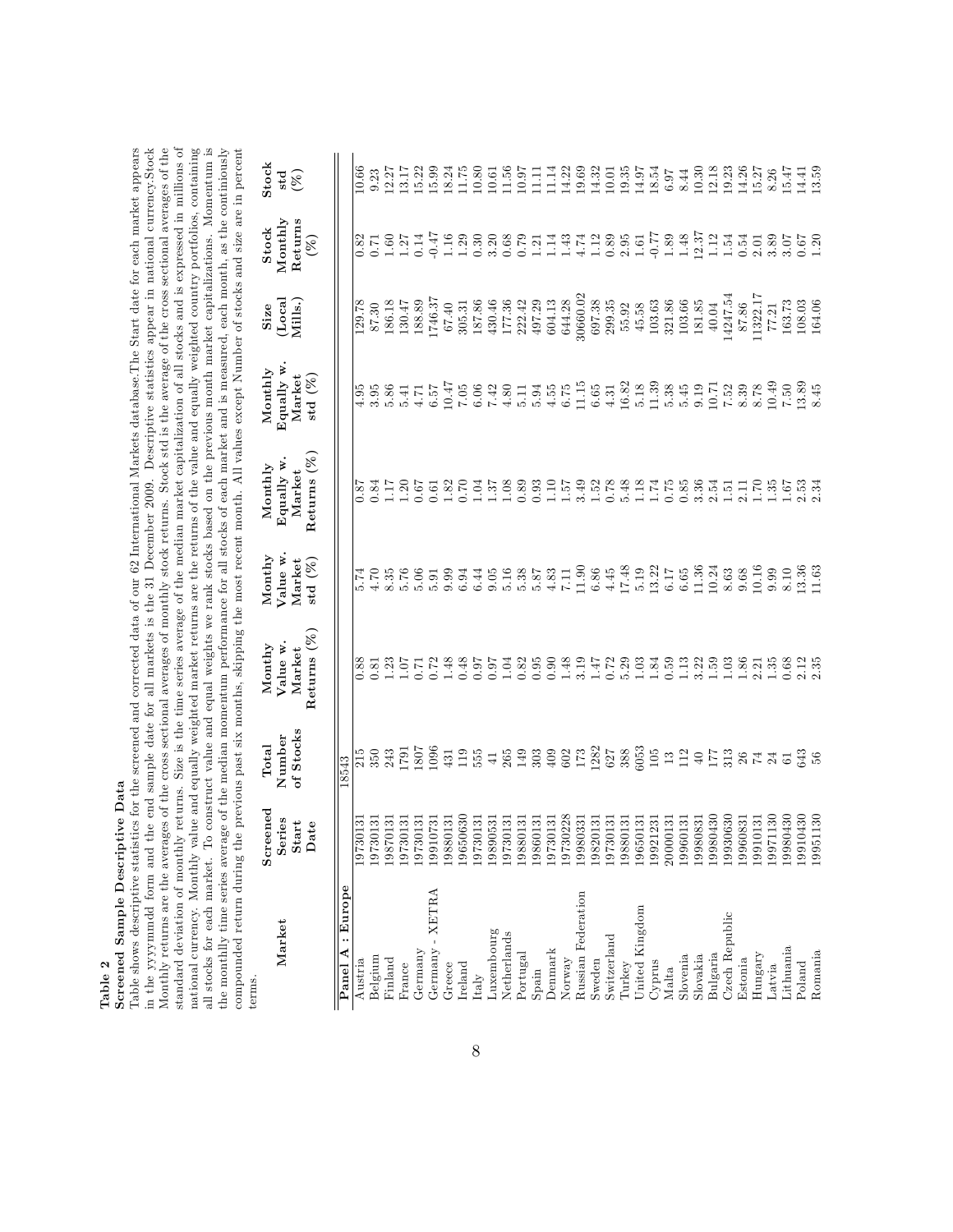**Table 2**

**Screened Sample Descriptive Data**

Table shows descriptive statistics for the screened and corrected data of our 62 International Markets database.The Start date for each market appears in the yyyymmdd form and the end sample date for all markets is the 31 December 2009. Descriptive statistics appear in national currency.Stock Monthly returns are the averages of the cross sectional averages of monthly stock returns. Stock std is the average of the cross sectional averages of the standard deviation of monthly returns. Size is the time series average of the median market capitalization of all stocks and is expressed in millions of national currency. Monthly value and equally weighted market returns are the returns of the value and equally weighted country portfolios, containing all stocks for each market. To construct value and equal weights we rank stocks based on the previous month market capitalizations. Momentum is the monthly time series average of the median momentum performance for all stocks of each market and is measured, each month, as the continiously compounded return during the previous past six months, skipping the most recent month. All values except Number of stocks and size are in percent terms.

| Market | Screened Series Start Date | Total Number of Stocks | Monthy Value w. Market Returns (%) | Monthy Value w. Market std (%) | Monthly Equally w. Market Returns (%) | Monthly Equally w. Market std (%) | Size (Local Mills.) | Stock Monthly Returns (%) | Stock std (%) |
|---|---|---|---|---|---|---|---|---|---|
| **Panel A : Europe** | | 18543 | | | | | | | |
| Austria | 19730131 | 215 | 0.88 | 5.74 | 0.87 | 4.95 | 129.78 | 0.82 | 10.66 |
| Belgium | 19730131 | 350 | 0.81 | 4.70 | 0.84 | 3.95 | 87.30 | 0.71 | 9.23 |
| Finland | 19870131 | 243 | 1.23 | 8.35 | 1.17 | 5.86 | 186.18 | 1.60 | 12.27 |
| France | 19730131 | 1791 | 1.07 | 5.76 | 1.20 | 5.41 | 130.47 | 1.27 | 13.17 |
| Germany | 19730131 | 1807 | 0.71 | 5.06 | 0.67 | 4.71 | 188.89 | 0.14 | 15.22 |
| Germany - XETRA | 19910731 | 1096 | 0.72 | 5.91 | 0.61 | 6.57 | 1746.37 | -0.47 | 15.99 |
| Greece | 19880131 | 431 | 1.48 | 9.99 | 1.82 | 10.47 | 67.40 | 1.16 | 18.24 |
| Ireland | 19650630 | 119 | 0.48 | 6.94 | 0.70 | 7.05 | 305.31 | 1.29 | 11.75 |
| Italy | 19730131 | 555 | 0.97 | 6.44 | 1.04 | 6.06 | 187.86 | 0.30 | 10.80 |
| Luxembourg | 19890531 | 41 | 0.97 | 9.05 | 1.37 | 7.42 | 430.46 | 3.20 | 10.61 |
| Netherlands | 19730131 | 265 | 1.04 | 5.16 | 1.08 | 4.80 | 177.36 | 0.68 | 11.56 |
| Portugal | 19880131 | 149 | 0.82 | 5.38 | 0.89 | 5.11 | 222.42 | 0.79 | 10.97 |
| Spain | 19860131 | 303 | 0.95 | 5.87 | 0.93 | 5.94 | 497.29 | 1.21 | 11.11 |
| Denmark | 19730131 | 409 | 0.90 | 4.83 | 1.10 | 4.55 | 604.13 | 1.14 | 11.14 |
| Norway | 19730228 | 602 | 1.48 | 7.11 | 1.57 | 6.75 | 644.28 | 1.43 | 14.22 |
| Russian Federation | 19980331 | 173 | 3.19 | 11.90 | 3.49 | 11.15 | 30660.02 | 4.74 | 19.69 |
| Sweden | 19820131 | 1282 | 1.47 | 6.86 | 1.52 | 6.65 | 697.38 | 1.12 | 14.32 |
| Switzerland | 19730131 | 627 | 0.72 | 4.45 | 0.78 | 4.31 | 299.35 | 0.89 | 10.01 |
| Turkey | 19880131 | 388 | 5.29 | 17.48 | 5.48 | 16.82 | 55.92 | 2.95 | 19.35 |
| United Kingdom | 19650131 | 6053 | 1.03 | 5.19 | 1.18 | 5.18 | 45.58 | 1.61 | 14.97 |
| Cyprus | 19921231 | 105 | 1.84 | 13.22 | 1.74 | 11.39 | 103.63 | -0.77 | 18.54 |
| Malta | 20000131 | 13 | 0.59 | 6.17 | 0.75 | 5.38 | 321.86 | 1.89 | 6.97 |
| Slovenia | 19960131 | 112 | 1.13 | 6.65 | 0.85 | 5.45 | 103.66 | 1.48 | 8.44 |
| Slovakia | 19980831 | 40 | 3.22 | 11.36 | 3.36 | 9.19 | 181.85 | 12.37 | 10.30 |
| Bulgaria | 19980430 | 177 | 1.59 | 10.24 | 2.54 | 10.71 | 40.04 | 1.12 | 12.18 |
| Czech Republic | 19930630 | 313 | 1.03 | 8.63 | 1.51 | 7.52 | 14247.54 | 1.54 | 19.23 |
| Estonia | 19960831 | 26 | 1.86 | 9.68 | 2.11 | 8.39 | 87.86 | 0.54 | 14.26 |
| Hungary | 19910131 | 74 | 2.21 | 10.16 | 1.70 | 8.78 | 11322.17 | 2.01 | 15.27 |
| Latvia | 19971130 | 24 | 1.35 | 9.99 | 1.35 | 10.49 | 77.21 | 3.89 | 8.26 |
| Lithuania | 19980430 | 61 | 0.68 | 8.10 | 1.67 | 7.50 | 163.73 | 3.07 | 15.47 |
| Poland | 19910430 | 643 | 2.12 | 13.36 | 2.53 | 13.89 | 108.03 | 0.67 | 14.41 |
| Romania | 19951130 | 56 | 2.35 | 11.63 | 2.34 | 8.45 | 164.06 | 1.20 | 13.59 |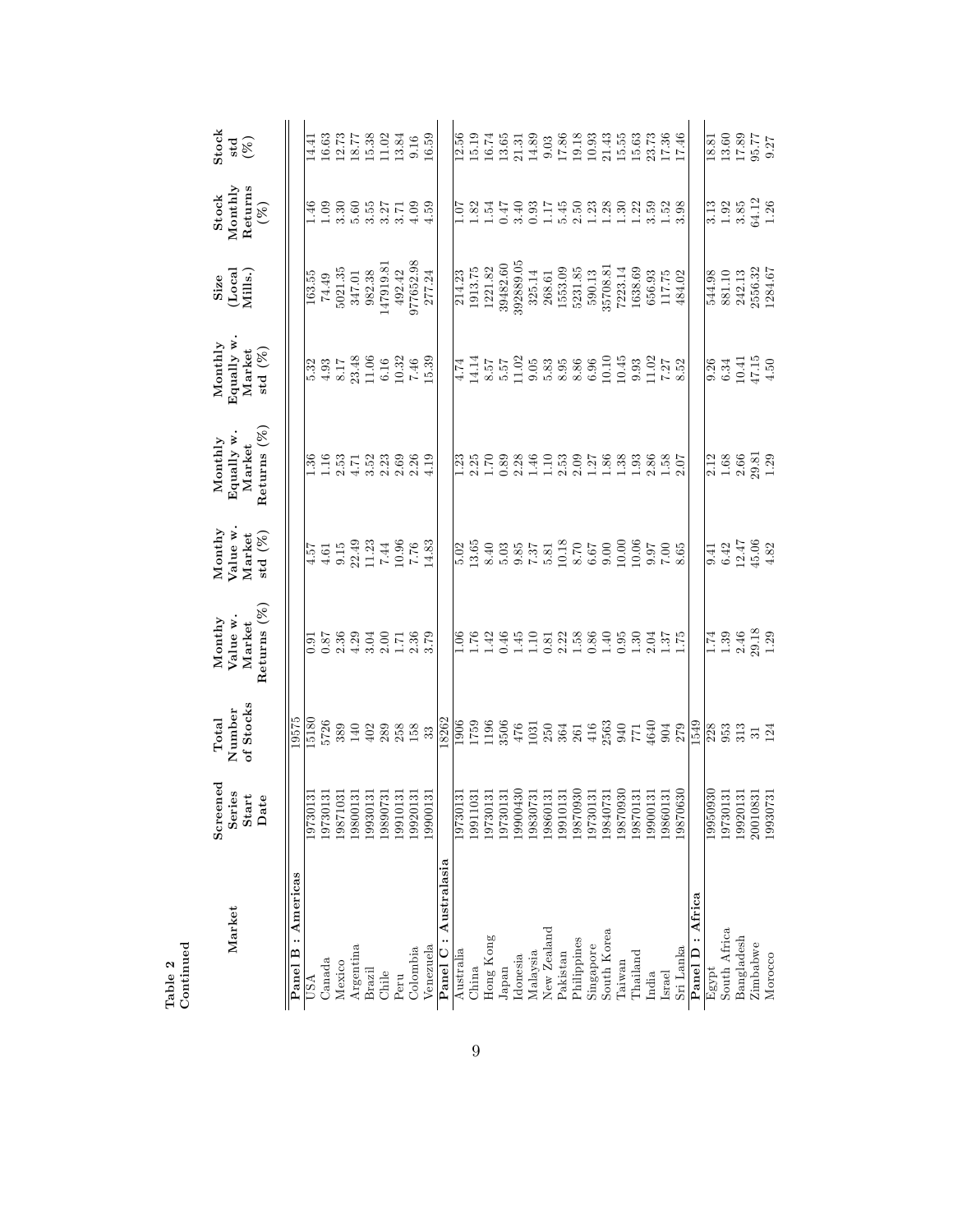**Table 2**
**Continued**

| Market | Screened Series Start Date | Total Number of Stocks | Monthy Value w. Market Returns (%) | Monthy Value w. Market std (%) | Monthly Equally w. Market Returns (%) | Monthly Equally w. Market std (%) | Size (Local Mills.) | Stock Monthly Returns (%) | Stock std (%) |
|---|---|---|---|---|---|---|---|---|---|
| **Panel B : Americas** | | 19575 | | | | | | | |
| USA | 19730131 | 15180 | 0.91 | 4.57 | 1.36 | 5.32 | 163.55 | 1.46 | 14.41 |
| Canada | 19730131 | 5726 | 0.87 | 4.61 | 1.16 | 4.93 | 74.49 | 1.09 | 16.63 |
| Mexico | 19871031 | 389 | 2.36 | 9.15 | 2.53 | 8.17 | 5021.35 | 3.30 | 12.73 |
| Argentina | 19800131 | 140 | 4.29 | 22.49 | 4.71 | 23.48 | 347.01 | 5.60 | 18.77 |
| Brazil | 19930131 | 402 | 3.04 | 11.23 | 3.52 | 11.06 | 982.38 | 3.55 | 15.38 |
| Chile | 19890731 | 289 | 2.00 | 7.44 | 2.23 | 6.16 | 147919.81 | 3.27 | 11.02 |
| Peru | 19910131 | 258 | 1.71 | 10.96 | 2.69 | 10.32 | 492.42 | 3.71 | 13.84 |
| Colombia | 19920131 | 158 | 2.36 | 7.76 | 2.26 | 7.46 | 977652.98 | 4.09 | 9.16 |
| Venezuela | 19900131 | 33 | 3.79 | 14.83 | 4.19 | 15.39 | 277.24 | 4.59 | 16.59 |
| **Panel C : Australasia** | | 18262 | | | | | | | |
| Australia | 19730131 | 1906 | 1.06 | 5.02 | 1.23 | 4.74 | 214.23 | 1.07 | 12.56 |
| China | 19911031 | 1759 | 1.76 | 13.65 | 2.25 | 14.14 | 1913.75 | 1.82 | 15.19 |
| Hong Kong | 19730131 | 1196 | 1.42 | 8.40 | 1.70 | 8.57 | 1221.82 | 1.54 | 16.74 |
| Japan | 19730131 | 3506 | 0.46 | 5.03 | 0.89 | 5.57 | 39482.60 | 0.47 | 13.65 |
| Idonesia | 19900430 | 476 | 1.45 | 9.85 | 2.28 | 11.02 | 392889.05 | 3.40 | 21.31 |
| Malaysia | 19830731 | 1031 | 1.10 | 7.37 | 1.46 | 9.05 | 325.14 | 0.93 | 14.89 |
| New Zealand | 19860131 | 250 | 0.81 | 5.81 | 1.10 | 5.83 | 268.61 | 1.17 | 9.03 |
| Pakistan | 19910131 | 364 | 2.22 | 10.18 | 2.53 | 8.95 | 1553.09 | 5.45 | 17.86 |
| Philippines | 19870930 | 261 | 1.58 | 8.70 | 2.09 | 8.86 | 5231.85 | 2.50 | 19.18 |
| Singapore | 19730131 | 416 | 0.86 | 6.67 | 1.27 | 6.96 | 590.13 | 1.23 | 10.93 |
| South Korea | 19840731 | 2563 | 1.40 | 9.00 | 1.86 | 10.10 | 35708.81 | 1.28 | 21.43 |
| Taiwan | 19870930 | 940 | 0.95 | 10.00 | 1.38 | 10.45 | 7223.14 | 1.30 | 15.55 |
| Thailand | 19870131 | 771 | 1.30 | 10.06 | 1.93 | 9.93 | 1638.69 | 1.22 | 15.63 |
| India | 19900131 | 4640 | 2.04 | 9.97 | 2.86 | 11.02 | 656.93 | 3.59 | 23.73 |
| Israel | 19860131 | 904 | 1.37 | 7.00 | 1.58 | 7.27 | 117.75 | 1.52 | 17.36 |
| Sri Lanka | 19870630 | 279 | 1.75 | 8.65 | 2.07 | 8.52 | 484.02 | 3.98 | 17.46 |
| **Panel D : Africa** | | 1549 | | | | | | | |
| Egypt | 19950930 | 228 | 1.74 | 9.41 | 2.12 | 9.26 | 544.98 | 3.13 | 18.81 |
| South Africa | 19730131 | 953 | 1.39 | 6.42 | 1.68 | 6.34 | 881.10 | 1.92 | 13.60 |
| Bangladesh | 19920131 | 313 | 2.46 | 12.47 | 2.66 | 10.41 | 242.13 | 3.85 | 17.89 |
| Zimbabwe | 20010831 | 31 | 29.18 | 45.06 | 29.81 | 47.15 | 2556.32 | 64.12 | 95.77 |
| Morocco | 19930731 | 124 | 1.29 | 4.82 | 1.29 | 4.50 | 1284.67 | 1.26 | 9.27 |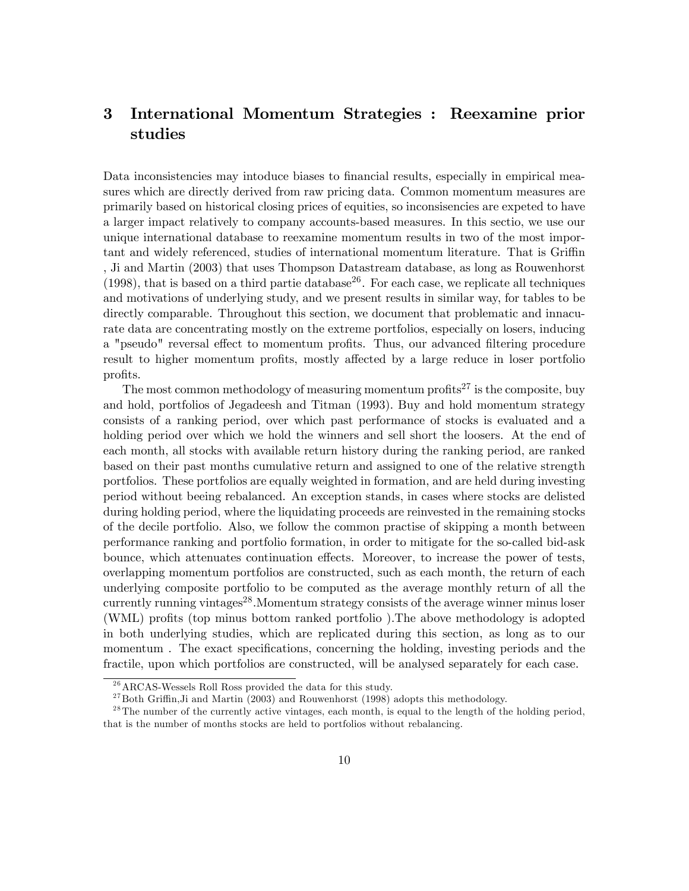# 3 International Momentum Strategies : Reexamine prior studies

Data inconsistencies may intoduce biases to financial results, especially in empirical measures which are directly derived from raw pricing data. Common momentum measures are primarily based on historical closing prices of equities, so inconsisencies are expeted to have a larger impact relatively to company accounts-based measures. In this sectio, we use our unique international database to reexamine momentum results in two of the most important and widely referenced, studies of international momentum literature. That is Griffin , Ji and Martin (2003) that uses Thompson Datastream database, as long as Rouwenhorst (1998), that is based on a third partie database[26]. For each case, we replicate all techniques and motivations of underlying study, and we present results in similar way, for tables to be directly comparable. Throughout this section, we document that problematic and innacurate data are concentrating mostly on the extreme portfolios, especially on losers, inducing a "pseudo" reversal effect to momentum profits. Thus, our advanced filtering procedure result to higher momentum profits, mostly affected by a large reduce in loser portfolio profits.

The most common methodology of measuring momentum profits[27] is the composite, buy and hold, portfolios of Jegadeesh and Titman (1993). Buy and hold momentum strategy consists of a ranking period, over which past performance of stocks is evaluated and a holding period over which we hold the winners and sell short the loosers. At the end of each month, all stocks with available return history during the ranking period, are ranked based on their past months cumulative return and assigned to one of the relative strength portfolios. These portfolios are equally weighted in formation, and are held during investing period without beeing rebalanced. An exception stands, in cases where stocks are delisted during holding period, where the liquidating proceeds are reinvested in the remaining stocks of the decile portfolio. Also, we follow the common practise of skipping a month between performance ranking and portfolio formation, in order to mitigate for the so-called bid-ask bounce, which attenuates continuation effects. Moreover, to increase the power of tests, overlapping momentum portfolios are constructed, such as each month, the return of each underlying composite portfolio to be computed as the average monthly return of all the currently running vintages[28].Momentum strategy consists of the average winner minus loser (WML) profits (top minus bottom ranked portfolio ).The above methodology is adopted in both underlying studies, which are replicated during this section, as long as to our momentum . The exact specifications, concerning the holding, investing periods and the fractile, upon which portfolios are constructed, will be analysed separately for each case.

[26] ARCAS-Wessels Roll Ross provided the data for this study.

[27] Both Griffin,Ji and Martin (2003) and Rouwenhorst (1998) adopts this methodology.

[28] The number of the currently active vintages, each month, is equal to the length of the holding period, that is the number of months stocks are held to portfolios without rebalancing.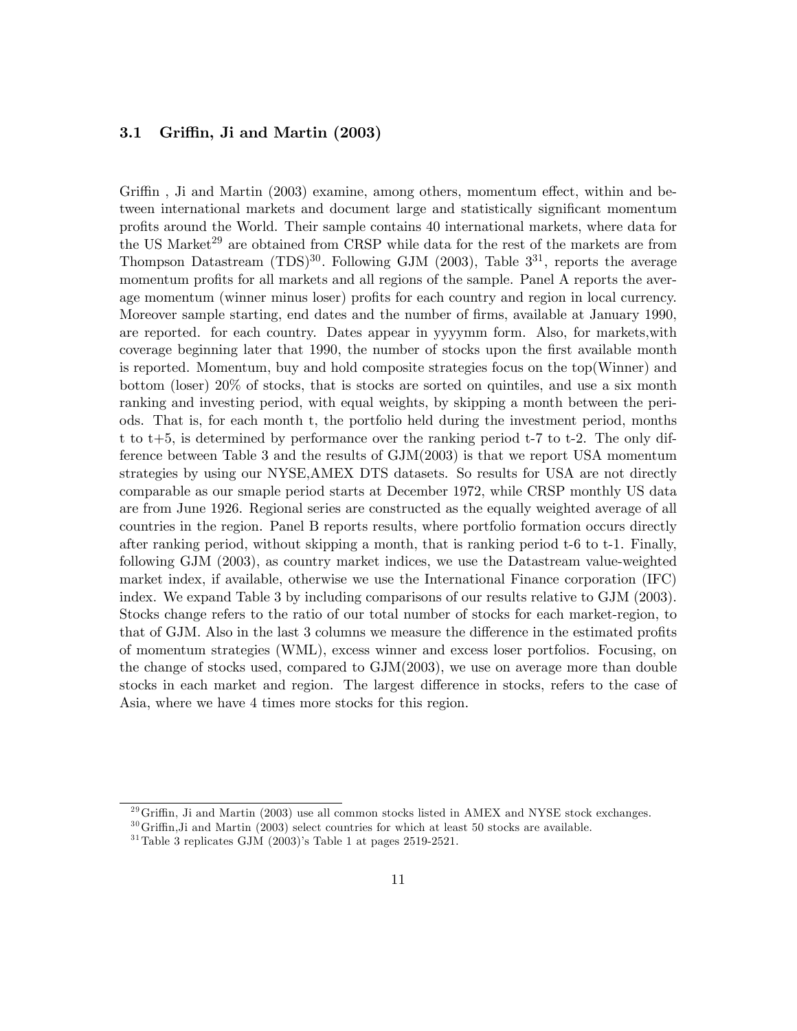### 3.1 Griffin, Ji and Martin (2003)

Griffin , Ji and Martin (2003) examine, among others, momentum effect, within and between international markets and document large and statistically significant momentum profits around the World. Their sample contains 40 international markets, where data for the US Market[29] are obtained from CRSP while data for the rest of the markets are from Thompson Datastream (TDS)[30]. Following GJM (2003), Table 3[31], reports the average momentum profits for all markets and all regions of the sample. Panel A reports the average momentum (winner minus loser) profits for each country and region in local currency. Moreover sample starting, end dates and the number of firms, available at January 1990, are reported. for each country. Dates appear in yyyymm form. Also, for markets,with coverage beginning later that 1990, the number of stocks upon the first available month is reported. Momentum, buy and hold composite strategies focus on the top(Winner) and bottom (loser) 20% of stocks, that is stocks are sorted on quintiles, and use a six month ranking and investing period, with equal weights, by skipping a month between the periods. That is, for each month t, the portfolio held during the investment period, months t to t+5, is determined by performance over the ranking period t-7 to t-2. The only difference between Table 3 and the results of GJM(2003) is that we report USA momentum strategies by using our NYSE,AMEX DTS datasets. So results for USA are not directly comparable as our smaple period starts at December 1972, while CRSP monthly US data are from June 1926. Regional series are constructed as the equally weighted average of all countries in the region. Panel B reports results, where portfolio formation occurs directly after ranking period, without skipping a month, that is ranking period t-6 to t-1. Finally, following GJM (2003), as country market indices, we use the Datastream value-weighted market index, if available, otherwise we use the International Finance corporation (IFC) index. We expand Table 3 by including comparisons of our results relative to GJM (2003). Stocks change refers to the ratio of our total number of stocks for each market-region, to that of GJM. Also in the last 3 columns we measure the difference in the estimated profits of momentum strategies (WML), excess winner and excess loser portfolios. Focusing, on the change of stocks used, compared to GJM(2003), we use on average more than double stocks in each market and region. The largest difference in stocks, refers to the case of Asia, where we have 4 times more stocks for this region.

[29] Griffin, Ji and Martin (2003) use all common stocks listed in AMEX and NYSE stock exchanges.

[30] Griffin,Ji and Martin (2003) select countries for which at least 50 stocks are available.

[31] Table 3 replicates GJM (2003)'s Table 1 at pages 2519-2521.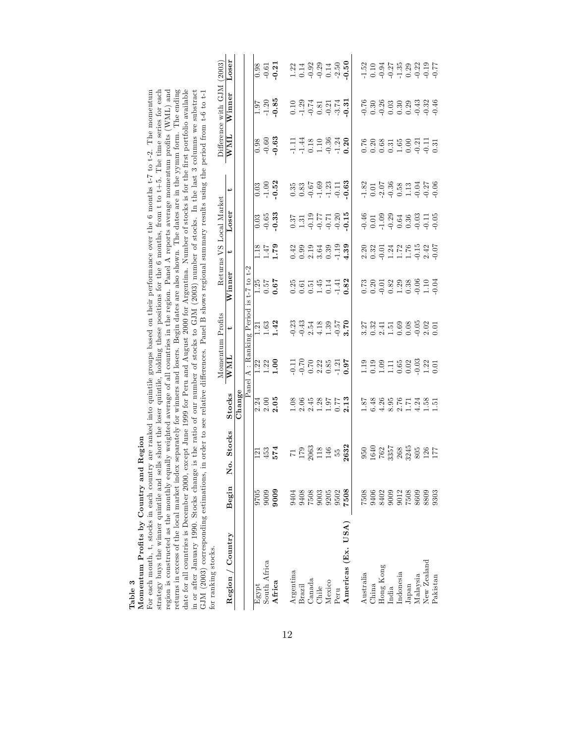**Table 3**

**Momentum Profits by Country and Region**

For each month, t, stocks in each country are ranked into quintile groups based on their performance over the 6 months t-7 to t-2. The momentum strategy buys the winner quintile and sells short the loser quintile, holding these positions for the 6 months, from t to t+5. The time series for each region is constructed as the monthly equally weighted average of all countries in the region. Panel A reports average momentum profits (WML) and returns in excess of the local market index separately for winners and losers. Begin dates are also shown. The dates are in the yymm form. The ending date for all countries is December 2000, except June 1999 for Peru and August 2000 for Argentina. Number of stocks is for the first portfolio available in or after January 1990. Stocks change is the ratio of our number of stocks to GJM (2003) number of stocks. In the last 3 columns we substract GJM (2003) corresponding estimations, in order to see relative differences. Panel B shows regional summary results using the period from t-6 to t-1 for ranking stocks.

| Region / Country | Begin | No. Stocks | Stocks Change | Momentum Profits | | Returns VS Local Market | | | | Difference with GJM (2003) | | |
|---|---|---|---|---|---|---|---|---|---|---|---|---|
| | | | | WML | t | Winner | t | Loser | t | WML | Winner | Loser |
| | | | | Panel A : Ranking Period is t-7 to t-2 | | | | | | | | |
| Egypt | 9705 | 121 | 2.24 | 1.22 | 1.21 | 1.25 | 1.18 | 0.03 | 0.03 | 0.98 | 1.97 | 0.98 |
| South Africa | 9009 | 453 | 2.00 | 1.22 | 1.63 | 0.57 | 1.47 | -0.65 | -1.00 | -0.60 | -1.20 | -0.61 |
| **Africa** | **9009** | **574** | **2.05** | **1.00** | **1.42** | **0.67** | **1.79** | **-0.33** | **-0.52** | **-0.63** | **-0.85** | **-0.21** |
| Argentina | 9404 | 71 | 1.08 | -0.11 | -0.23 | 0.25 | 0.42 | 0.37 | 0.35 | -1.11 | 0.10 | 1.22 |
| Brazil | 9408 | 179 | 2.06 | -0.70 | -0.43 | 0.61 | 0.99 | 1.31 | 0.83 | -1.44 | -1.29 | 0.14 |
| Canada | 7508 | 2063 | 2.45 | 0.70 | 2.54 | 0.51 | 2.19 | -0.19 | -0.67 | 0.18 | -0.74 | -0.92 |
| Chile | 9003 | 118 | 1.28 | 2.22 | 4.18 | 1.45 | 3.64 | -0.77 | -1.69 | 1.10 | 0.81 | -0.29 |
| Mexico | 9205 | 146 | 1.97 | 0.85 | 1.39 | 0.14 | 0.39 | -0.71 | -1.23 | -0.36 | -0.21 | 0.14 |
| Peru | 9502 | 55 | 0.77 | -1.21 | -0.57 | -1.41 | -1.19 | -0.20 | -0.11 | -1.24 | -3.74 | -2.50 |
| **Americas (Ex. USA)** | **7508** | **2632** | **2.13** | **0.97** | **3.70** | **0.82** | **4.39** | **-0.15** | **-0.63** | **0.20** | **-0.31** | **-0.50** |
| Australia | 7508 | 950 | 1.87 | 1.19 | 3.27 | 0.73 | 2.20 | -0.46 | -1.82 | 0.76 | -0.76 | -1.52 |
| China | 9406 | 1640 | 6.48 | 0.19 | 0.32 | 0.20 | 0.32 | 0.01 | 0.01 | 0.20 | 0.30 | 0.10 |
| Hong Kong | 8402 | 762 | 4.26 | 1.09 | 2.41 | -0.01 | -0.01 | -1.09 | -2.07 | 0.68 | -0.26 | -0.94 |
| India | 9009 | 3357 | 8.95 | 1.11 | 1.51 | 0.82 | 1.24 | -0.29 | -0.36 | 0.31 | 0.03 | -0.27 |
| Indonesia | 9012 | 268 | 2.76 | 0.65 | 0.69 | 1.29 | 1.72 | 0.64 | 0.58 | 1.65 | 0.30 | -1.35 |
| Japan | 7508 | 3245 | 1.71 | 0.02 | 0.08 | 0.38 | 1.76 | 0.36 | 1.13 | 0.00 | 0.29 | 0.29 |
| Malaysia | 8609 | 805 | 4.24 | -0.03 | -0.05 | -0.06 | -0.15 | -0.03 | -0.04 | -0.21 | -0.43 | -0.22 |
| New Zealand | 8809 | 126 | 1.58 | 1.22 | 2.02 | 1.10 | 2.42 | -0.11 | -0.27 | -0.11 | -0.32 | -0.19 |
| Pakistan | 9303 | 177 | 1.51 | 0.01 | 0.01 | -0.04 | -0.07 | -0.05 | -0.06 | 0.31 | -0.46 | -0.77 |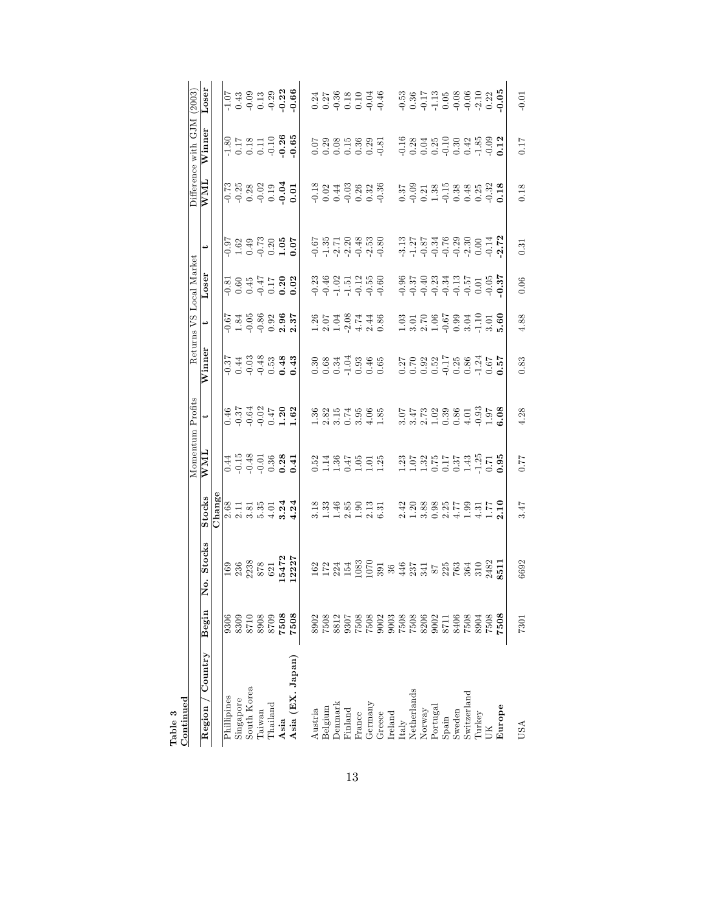**Table 3**
**Continued**

| Region / Country | Begin | No. Stocks | Stocks Change | Momentum Profits WML | t | Returns VS Local Market Winner | t | Loser | t | Difference with GJM (2003) WML | Winner | Loser |
|---|---|---|---|---|---|---|---|---|---|---|---|---|
| Phillipines | 9306 | 169 | 2.68 | 0.44 | 0.46 | -0.37 | -0.67 | -0.81 | -0.97 | -0.73 | -1.80 | -1.07 |
| Singapore | 8309 | 236 | 2.11 | -0.15 | -0.37 | 0.44 | 1.84 | 0.60 | 1.62 | -0.25 | 0.17 | 0.43 |
| South Korea | 8710 | 2238 | 3.81 | -0.48 | -0.64 | -0.03 | -0.05 | 0.45 | 0.49 | 0.28 | 0.18 | -0.09 |
| Taiwan | 8908 | 878 | 5.35 | -0.01 | -0.02 | -0.48 | -0.86 | -0.47 | -0.73 | -0.02 | 0.11 | 0.13 |
| Thailand | 8709 | 621 | 4.01 | 0.36 | 0.47 | 0.53 | 0.92 | 0.17 | 0.20 | 0.19 | -0.10 | -0.29 |
| **Asia** | **7508** | **15472** | **3.24** | **0.28** | **1.20** | **0.48** | **2.96** | **0.20** | **1.05** | **-0.04** | **-0.26** | **-0.22** |
| **Asia (EX. Japan)** | **7508** | **12227** | **4.24** | **0.41** | **1.62** | **0.43** | **2.37** | **0.02** | **0.07** | **0.01** | **-0.65** | **-0.66** |
| Austria | 8902 | 162 | 3.18 | 0.52 | 1.36 | 0.30 | 1.26 | -0.23 | -0.67 | -0.18 | 0.07 | 0.24 |
| Belgium | 7508 | 172 | 1.33 | 1.14 | 2.82 | 0.68 | 2.07 | -0.46 | -1.35 | 0.02 | 0.29 | 0.27 |
| Denmark | 8812 | 224 | 1.46 | 1.36 | 3.15 | 0.34 | 1.04 | -1.02 | -2.71 | 0.44 | 0.08 | -0.36 |
| Finland | 9307 | 154 | 2.85 | 0.47 | 0.74 | -1.04 | -2.08 | -1.51 | -2.20 | -0.03 | 0.15 | 0.18 |
| France | 7508 | 1083 | 1.90 | 1.05 | 3.95 | 0.93 | 4.74 | -0.12 | -0.48 | 0.26 | 0.36 | 0.10 |
| Germany | 7508 | 1070 | 2.13 | 1.01 | 4.06 | 0.46 | 2.44 | -0.55 | -2.53 | 0.32 | 0.29 | -0.04 |
| Greece | 9002 | 391 | 6.31 | 1.25 | 1.85 | 0.65 | 0.86 | -0.60 | -0.80 | -0.36 | -0.81 | -0.46 |
| Ireland | 9003 | 36 | | | | | | | | | | |
| Italy | 7508 | 446 | 2.42 | 1.23 | 3.07 | 0.27 | 1.03 | -0.96 | -3.13 | 0.37 | -0.16 | -0.53 |
| Netherlands | 7508 | 237 | 1.20 | 1.07 | 3.47 | 0.70 | 3.01 | -0.37 | -1.27 | -0.09 | 0.28 | 0.36 |
| Norway | 8206 | 341 | 3.88 | 1.32 | 2.73 | 0.92 | 2.70 | -0.40 | -0.87 | 0.21 | 0.04 | -0.17 |
| Portugal | 9002 | 87 | 0.98 | 0.75 | 1.02 | 0.52 | 1.06 | -0.23 | -0.34 | 1.38 | 0.25 | -1.13 |
| Spain | 8711 | 225 | 2.25 | 0.17 | 0.39 | -0.17 | -0.67 | -0.34 | -0.76 | -0.15 | -0.10 | 0.05 |
| Sweden | 8406 | 763 | 4.77 | 0.37 | 0.86 | 0.25 | 0.99 | -0.13 | -0.29 | 0.38 | 0.30 | -0.08 |
| Switzerland | 7508 | 364 | 1.99 | 1.43 | 4.01 | 0.86 | 3.04 | -0.57 | -2.30 | 0.48 | 0.42 | -0.06 |
| Turkey | 8904 | 310 | 4.31 | -1.25 | -0.93 | -1.24 | -1.10 | 0.01 | 0.00 | 0.25 | -1.85 | -2.10 |
| UK | 7508 | 2482 | 1.77 | 0.71 | 1.97 | 0.67 | 3.01 | -0.05 | -0.14 | -0.32 | -0.09 | 0.22 |
| **Europe** | **7508** | **8511** | **2.10** | **0.95** | **6.08** | **0.57** | **5.60** | **-0.37** | **-2.72** | **0.18** | **0.12** | **-0.05** |
| USA | 7301 | 6692 | 3.47 | 0.77 | 4.28 | 0.83 | 4.88 | 0.06 | 0.31 | 0.18 | 0.17 | -0.01 |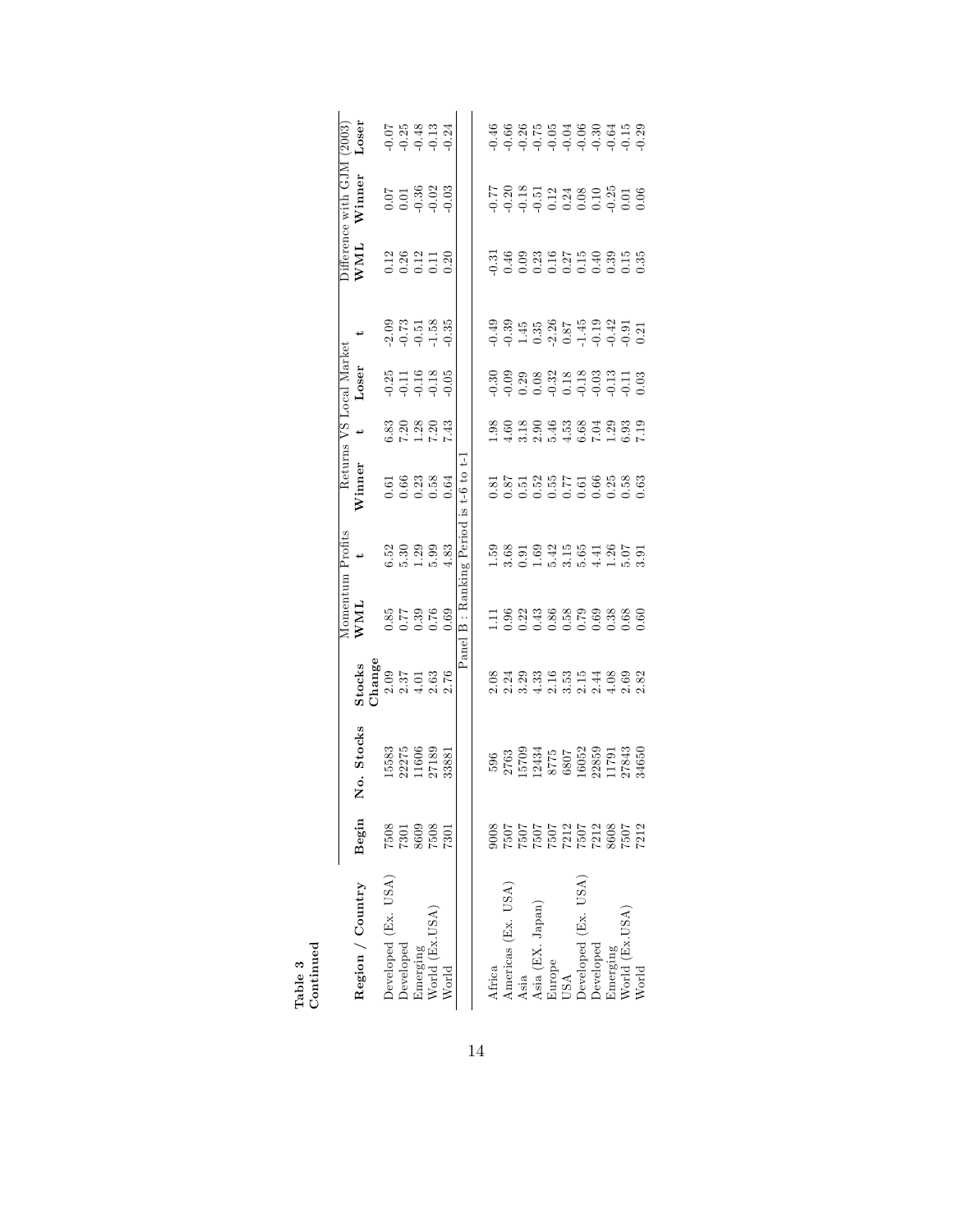**Table 3**
**Continued**

| Region / Country | Begin | No. Stocks | Stocks Change | Momentum Profits WML | Momentum Profits t | Returns VS Local Market Winner | t | Loser | t | Difference with GJM (2003) WML | Winner | Loser |
|---|---|---|---|---|---|---|---|---|---|---|---|---|
| Developed (Ex. USA) | 7508 | 15583 | 2.09 | 0.85 | 6.52 | 0.61 | 6.83 | -0.25 | -2.09 | 0.12 | 0.07 | -0.07 |
| Developed | 7301 | 22275 | 2.37 | 0.77 | 5.30 | 0.66 | 7.20 | -0.11 | -0.73 | 0.26 | 0.01 | -0.25 |
| Emerging | 8609 | 11606 | 4.01 | 0.39 | 1.29 | 0.23 | 1.28 | -0.16 | -0.51 | 0.12 | -0.36 | -0.48 |
| World (Ex.USA) | 7508 | 27189 | 2.63 | 0.76 | 5.99 | 0.58 | 7.20 | -0.18 | -1.58 | 0.11 | -0.02 | -0.13 |
| World | 7301 | 33881 | 2.76 | 0.69 | 4.83 | 0.64 | 7.43 | -0.05 | -0.35 | 0.20 | -0.03 | -0.24 |
| Panel B : Ranking Period is t-6 to t-1 | | | | | | | | | | | | |
| Africa | 9008 | 596 | 2.08 | 1.11 | 1.59 | 0.81 | 1.98 | -0.30 | -0.49 | -0.31 | -0.77 | -0.46 |
| Americas (Ex. USA) | 7507 | 2763 | 2.24 | 0.96 | 3.68 | 0.87 | 4.60 | -0.09 | -0.39 | 0.46 | -0.20 | -0.66 |
| Asia | 7507 | 15709 | 3.29 | 0.22 | 0.91 | 0.51 | 3.18 | 0.29 | 1.45 | 0.09 | -0.18 | -0.26 |
| Asia (EX. Japan) | 7507 | 12434 | 4.33 | 0.43 | 1.69 | 0.52 | 2.90 | 0.08 | 0.35 | 0.23 | -0.51 | -0.75 |
| Europe | 7507 | 8775 | 2.16 | 0.86 | 5.42 | 0.55 | 5.46 | -0.32 | -2.26 | 0.16 | 0.12 | -0.05 |
| USA | 7212 | 6807 | 3.53 | 0.58 | 3.15 | 0.77 | 4.53 | 0.18 | 0.87 | 0.27 | 0.24 | -0.04 |
| Developed (Ex. USA) | 7507 | 16052 | 2.15 | 0.79 | 5.65 | 0.61 | 6.68 | -0.18 | -1.45 | 0.15 | 0.08 | -0.06 |
| Developed | 7212 | 22859 | 2.44 | 0.69 | 4.41 | 0.66 | 7.04 | -0.03 | -0.19 | 0.40 | 0.10 | -0.30 |
| Emerging | 8608 | 11791 | 4.08 | 0.38 | 1.26 | 0.25 | 1.29 | -0.13 | -0.42 | 0.39 | -0.25 | -0.64 |
| World (Ex.USA) | 7507 | 27843 | 2.69 | 0.68 | 5.07 | 0.58 | 6.93 | -0.11 | -0.91 | 0.15 | 0.01 | -0.15 |
| World | 7212 | 34650 | 2.82 | 0.60 | 3.91 | 0.63 | 7.19 | 0.03 | 0.21 | 0.35 | 0.06 | -0.29 |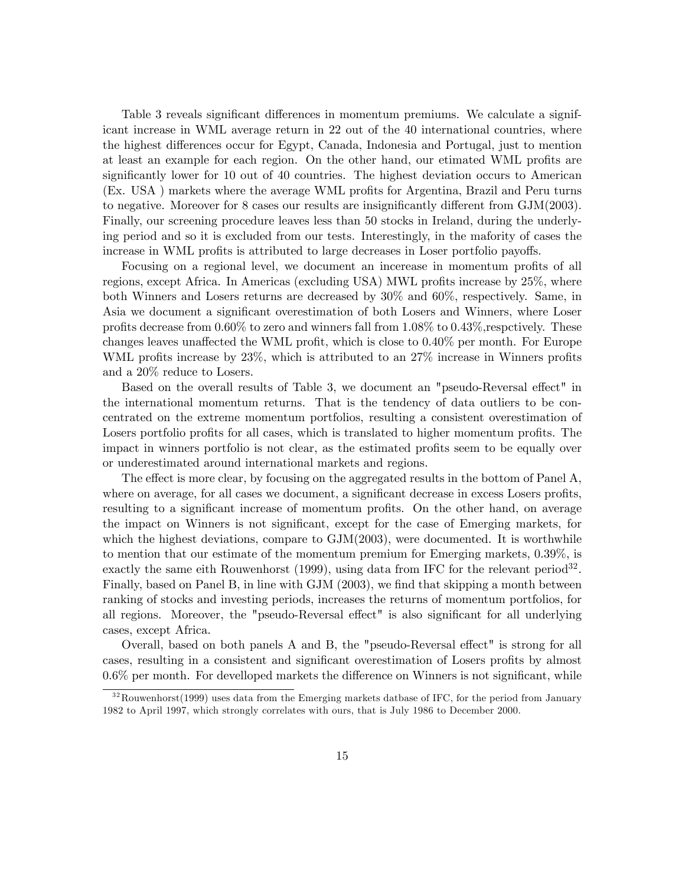Table 3 reveals significant differences in momentum premiums. We calculate a significant increase in WML average return in 22 out of the 40 international countries, where the highest differences occur for Egypt, Canada, Indonesia and Portugal, just to mention at least an example for each region. On the other hand, our etimated WML profits are significantly lower for 10 out of 40 countries. The highest deviation occurs to American (Ex. USA ) markets where the average WML profits for Argentina, Brazil and Peru turns to negative. Moreover for 8 cases our results are insignificantly different from GJM(2003). Finally, our screening procedure leaves less than 50 stocks in Ireland, during the underlying period and so it is excluded from our tests. Interestingly, in the mafority of cases the increase in WML profits is attributed to large decreases in Loser portfolio payoffs.

Focusing on a regional level, we document an incerease in momentum profits of all regions, except Africa. In Americas (excluding USA) MWL profits increase by 25%, where both Winners and Losers returns are decreased by 30% and 60%, respectively. Same, in Asia we document a significant overestimation of both Losers and Winners, where Loser profits decrease from 0.60% to zero and winners fall from 1.08% to 0.43%,respctively. These changes leaves unaffected the WML profit, which is close to 0.40% per month. For Europe WML profits increase by 23%, which is attributed to an 27% increase in Winners profits and a 20% reduce to Losers.

Based on the overall results of Table 3, we document an "pseudo-Reversal effect" in the international momentum returns. That is the tendency of data outliers to be concentrated on the extreme momentum portfolios, resulting a consistent overestimation of Losers portfolio profits for all cases, which is translated to higher momentum profits. The impact in winners portfolio is not clear, as the estimated profits seem to be equally over or underestimated around international markets and regions.

The effect is more clear, by focusing on the aggregated results in the bottom of Panel A, where on average, for all cases we document, a significant decrease in excess Losers profits, resulting to a significant increase of momentum profits. On the other hand, on average the impact on Winners is not significant, except for the case of Emerging markets, for which the highest deviations, compare to GJM(2003), were documented. It is worthwhile to mention that our estimate of the momentum premium for Emerging markets, 0.39%, is exactly the same eith Rouwenhorst (1999), using data from IFC for the relevant period[32]. Finally, based on Panel B, in line with GJM (2003), we find that skipping a month between ranking of stocks and investing periods, increases the returns of momentum portfolios, for all regions. Moreover, the "pseudo-Reversal effect" is also significant for all underlying cases, except Africa.

Overall, based on both panels A and B, the "pseudo-Reversal effect" is strong for all cases, resulting in a consistent and significant overestimation of Losers profits by almost 0.6% per month. For develloped markets the difference on Winners is not significant, while

[32] Rouwenhorst(1999) uses data from the Emerging markets datbase of IFC, for the period from January 1982 to April 1997, which strongly correlates with ours, that is July 1986 to December 2000.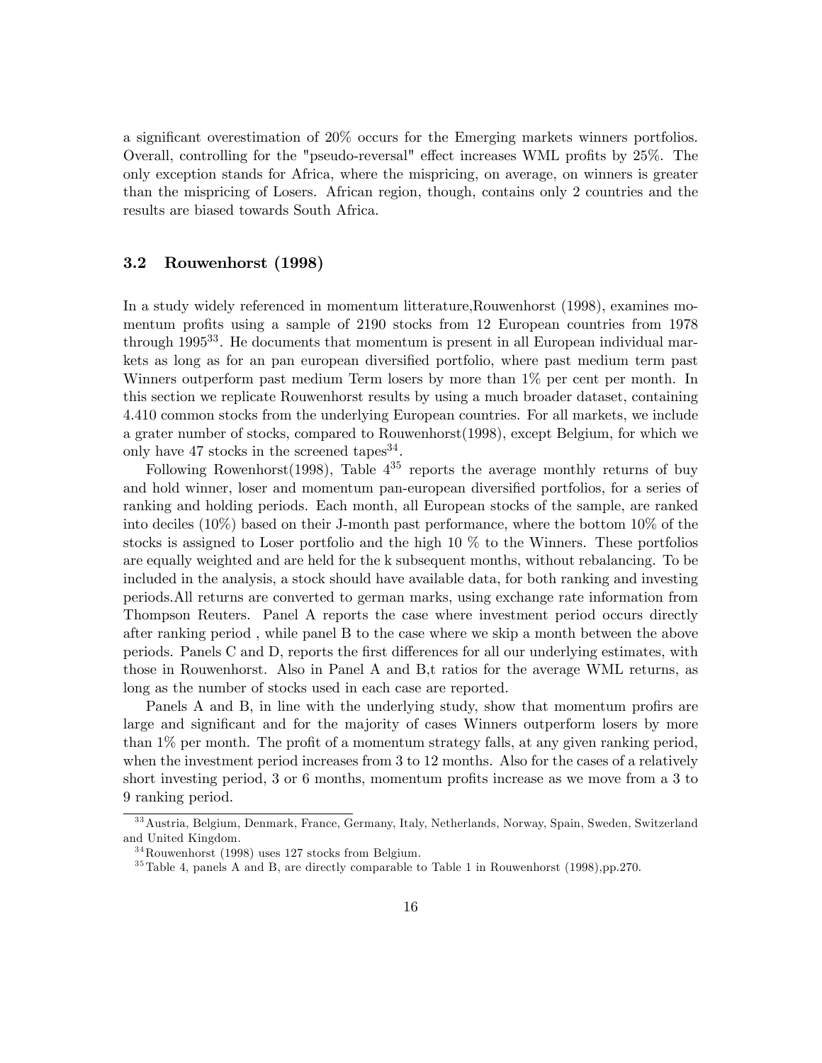a significant overestimation of 20% occurs for the Emerging markets winners portfolios. Overall, controlling for the "pseudo-reversal" effect increases WML profits by 25%. The only exception stands for Africa, where the mispricing, on average, on winners is greater than the mispricing of Losers. African region, though, contains only 2 countries and the results are biased towards South Africa.

### 3.2 Rouwenhorst (1998)

In a study widely referenced in momentum litterature,Rouwenhorst (1998), examines momentum profits using a sample of 2190 stocks from 12 European countries from 1978 through 1995[33]. He documents that momentum is present in all European individual markets as long as for an pan european diversified portfolio, where past medium term past Winners outperform past medium Term losers by more than 1% per cent per month. In this section we replicate Rouwenhorst results by using a much broader dataset, containing 4.410 common stocks from the underlying European countries. For all markets, we include a grater number of stocks, compared to Rouwenhorst(1998), except Belgium, for which we only have 47 stocks in the screened tapes[34].

Following Rowenhorst(1998), Table 4[35] reports the average monthly returns of buy and hold winner, loser and momentum pan-european diversified portfolios, for a series of ranking and holding periods. Each month, all European stocks of the sample, are ranked into deciles (10%) based on their J-month past performance, where the bottom 10% of the stocks is assigned to Loser portfolio and the high 10 % to the Winners. These portfolios are equally weighted and are held for the k subsequent months, without rebalancing. To be included in the analysis, a stock should have available data, for both ranking and investing periods.All returns are converted to german marks, using exchange rate information from Thompson Reuters. Panel A reports the case where investment period occurs directly after ranking period , while panel B to the case where we skip a month between the above periods. Panels C and D, reports the first differences for all our underlying estimates, with those in Rouwenhorst. Also in Panel A and B,t ratios for the average WML returns, as long as the number of stocks used in each case are reported.

Panels A and B, in line with the underlying study, show that momentum profirs are large and significant and for the majority of cases Winners outperform losers by more than 1% per month. The profit of a momentum strategy falls, at any given ranking period, when the investment period increases from 3 to 12 months. Also for the cases of a relatively short investing period, 3 or 6 months, momentum profits increase as we move from a 3 to 9 ranking period.

---

[33] Austria, Belgium, Denmark, France, Germany, Italy, Netherlands, Norway, Spain, Sweden, Switzerland and United Kingdom.

[34] Rouwenhorst (1998) uses 127 stocks from Belgium.

[35] Table 4, panels A and B, are directly comparable to Table 1 in Rouwenhorst (1998),pp.270.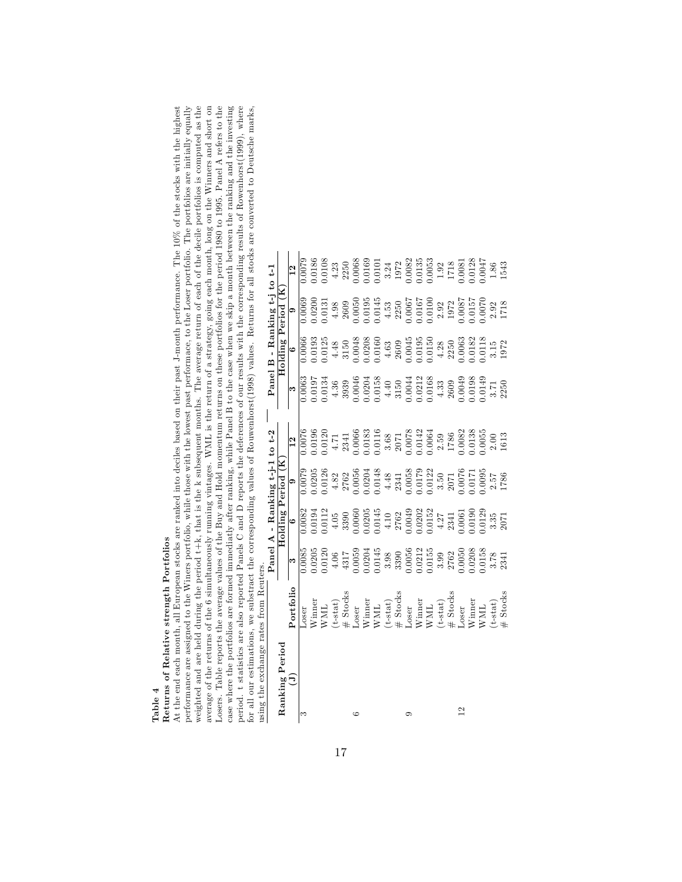**Table 4**

**Returns of Relative strength Portfolios**

At the end each month, all European stocks are ranked into deciles based on their past J-month performance. The 10% of the stocks with the highest performance are assigned to the Winers portfolio, while those with the lowest past performace, to the Loser portfolio. The portfolios are initially equally weighted and are held during the period t+k, that is the k subsequent months. The average return of each of the decile portfolios is computed as the average of the returns of the 6 simultaneously running vintages. WML is the return of a strategy, going each month, long on the Winners and short on Losers. Table reports the average values of the Buy and Hold momentum returns on these portfolios for the period 1980 to 1995. Panel A refers to the case where the portfolios are formed immediatly after ranking, while Panel B to the case when we skip a month between the ranking and the investing period. t statistics are also reported Panels C and D reports the deferences of our results with the corresponding results of Rowenhorst(1999), where for all our estimations, we substract the corresponding values of Rouwenhorst(1998) values. Returns for all stocks are converted to Deutsche marks, using the exchange rates from Reuters.

| Ranking Period | | Panel A - Ranking t-j-1 to t-2 | | | | Panel B - Ranking t-j to t-1 | | | |
|---|---|---|---|---|---|---|---|---|---|
| | | Holding Period (K) | | | | Holding Period (K) | | | |
| (J) | Portfolio | 3 | 6 | 9 | 12 | 3 | 6 | 9 | 12 |
| 3 | Loser | 0.0085 | 0.0082 | 0.0079 | 0.0076 | 0.0063 | 0.0066 | 0.0069 | 0.0079 |
| | Winner | 0.0205 | 0.0194 | 0.0205 | 0.0196 | 0.0197 | 0.0193 | 0.0200 | 0.0186 |
| | WML | 0.0120 | 0.0112 | 0.0126 | 0.0120 | 0.0134 | 0.0125 | 0.0131 | 0.0108 |
| | (t-stat) | 4.06 | 4.05 | 4.82 | 4.71 | 4.36 | 4.48 | 4.98 | 4.23 |
| | # Stocks | 4317 | 3390 | 2762 | 2341 | 3939 | 3150 | 2609 | 2250 |
| 6 | Loser | 0.0059 | 0.0060 | 0.0056 | 0.0066 | 0.0046 | 0.0048 | 0.0050 | 0.0068 |
| | Winner | 0.0204 | 0.0205 | 0.0204 | 0.0183 | 0.0204 | 0.0208 | 0.0195 | 0.0169 |
| | WML | 0.0145 | 0.0145 | 0.0148 | 0.0116 | 0.0158 | 0.0160 | 0.0145 | 0.0101 |
| | (t-stat) | 3.98 | 4.10 | 4.48 | 3.68 | 4.40 | 4.63 | 4.53 | 3.24 |
| | # Stocks | 3390 | 2762 | 2341 | 2071 | 3150 | 2609 | 2250 | 1972 |
| 9 | Loser | 0.0056 | 0.0049 | 0.0058 | 0.0078 | 0.0044 | 0.0045 | 0.0067 | 0.0082 |
| | Winner | 0.0212 | 0.0202 | 0.0179 | 0.0142 | 0.0212 | 0.0195 | 0.0167 | 0.0135 |
| | WML | 0.0155 | 0.0152 | 0.0122 | 0.0064 | 0.0168 | 0.0150 | 0.0100 | 0.0053 |
| | (t-stat) | 3.99 | 4.27 | 3.50 | 2.59 | 4.33 | 4.28 | 2.92 | 1.92 |
| | # Stocks | 2762 | 2341 | 2071 | 1786 | 2609 | 2250 | 1972 | 1718 |
| 12 | Loser | 0.0050 | 0.0061 | 0.0076 | 0.0082 | 0.0049 | 0.0063 | 0.0087 | 0.0081 |
| | Winner | 0.0208 | 0.0190 | 0.0171 | 0.0138 | 0.0198 | 0.0182 | 0.0157 | 0.0128 |
| | WML | 0.0158 | 0.0129 | 0.0095 | 0.0055 | 0.0149 | 0.0118 | 0.0070 | 0.0047 |
| | (t-stat) | 3.78 | 3.35 | 2.57 | 2.00 | 3.71 | 3.15 | 2.92 | 1.86 |
| | # Stocks | 2341 | 2071 | 1786 | 1613 | 2250 | 1972 | 1718 | 1543 |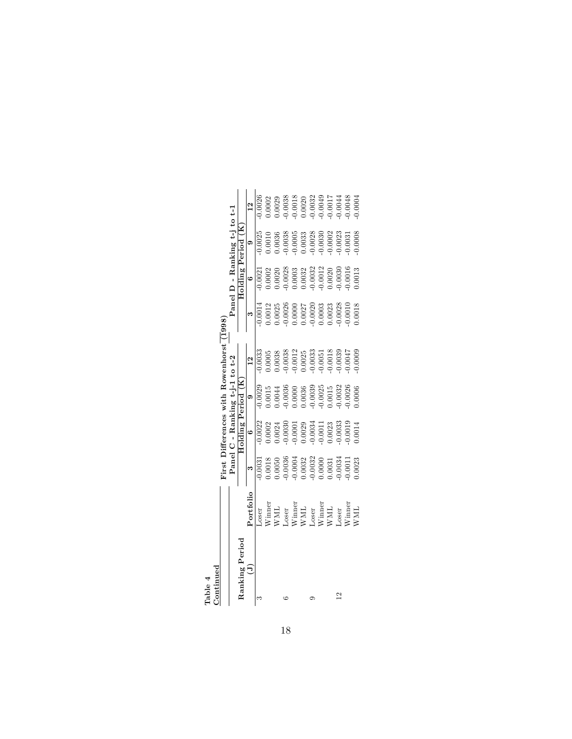**Table 4**
**Continued**

| | | **First Differences with Rouwenhorst (1998)** | | | | | | | |
|---|---|---|---|---|---|---|---|---|---|
| | | **Panel C - Ranking t-j-1 to t-2** | | | | **Panel D - Ranking t-j to t-1** | | | |
| **Ranking Period** | | **Holding Period (K)** | | | | **Holding Period (K)** | | | |
| **(J)** | **Portfolio** | **3** | **6** | **9** | **12** | **3** | **6** | **9** | **12** |
| 3 | Loser | -0.0031 | -0.0022 | -0.0029 | -0.0033 | -0.0014 | -0.0021 | -0.0025 | -0.0026 |
| | Winner | 0.0018 | 0.0002 | 0.0015 | 0.0005 | 0.0012 | 0.0002 | 0.0010 | 0.0002 |
| | WML | 0.0050 | 0.0024 | 0.0044 | 0.0038 | 0.0025 | 0.0020 | 0.0036 | 0.0029 |
| 6 | Loser | -0.0036 | -0.0030 | -0.0036 | -0.0038 | -0.0026 | -0.0028 | -0.0038 | -0.0038 |
| | Winner | -0.0004 | -0.0001 | 0.0000 | -0.0012 | 0.0000 | 0.0003 | -0.0005 | -0.0018 |
| | WML | 0.0032 | 0.0029 | 0.0036 | 0.0025 | 0.0027 | 0.0032 | 0.0033 | 0.0020 |
| 9 | Loser | -0.0032 | -0.0034 | -0.0039 | -0.0033 | -0.0020 | -0.0032 | -0.0028 | -0.0032 |
| | Winner | 0.0000 | -0.0011 | -0.0025 | -0.0051 | 0.0003 | -0.0012 | -0.0030 | -0.0049 |
| | WML | 0.0031 | 0.0023 | 0.0015 | -0.0018 | 0.0023 | 0.0020 | -0.0002 | -0.0017 |
| 12 | Loser | -0.0034 | -0.0033 | -0.0032 | -0.0039 | -0.0028 | -0.0030 | -0.0023 | -0.0044 |
| | Winner | -0.0011 | -0.0019 | -0.0026 | -0.0047 | -0.0010 | -0.0016 | -0.0031 | -0.0048 |
| | WML | 0.0023 | 0.0014 | 0.0006 | -0.0009 | 0.0018 | 0.0013 | -0.0008 | -0.0004 |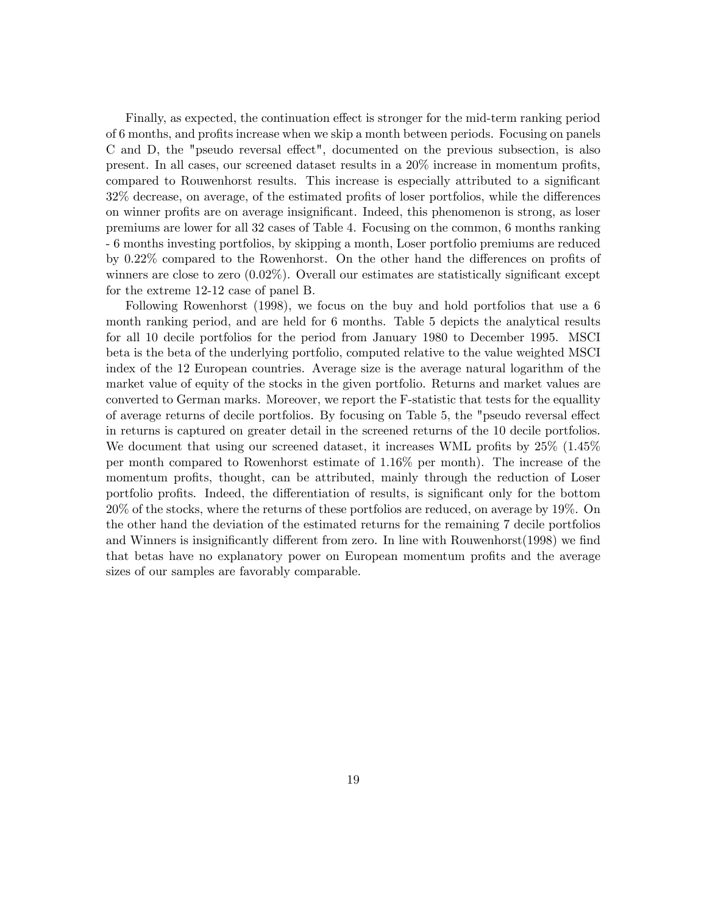Finally, as expected, the continuation effect is stronger for the mid-term ranking period of 6 months, and profits increase when we skip a month between periods. Focusing on panels C and D, the "pseudo reversal effect", documented on the previous subsection, is also present. In all cases, our screened dataset results in a 20% increase in momentum profits, compared to Rouwenhorst results. This increase is especially attributed to a significant 32% decrease, on average, of the estimated profits of loser portfolios, while the differences on winner profits are on average insignificant. Indeed, this phenomenon is strong, as loser premiums are lower for all 32 cases of Table 4. Focusing on the common, 6 months ranking - 6 months investing portfolios, by skipping a month, Loser portfolio premiums are reduced by 0.22% compared to the Rowenhorst. On the other hand the differences on profits of winners are close to zero (0.02%). Overall our estimates are statistically significant except for the extreme 12-12 case of panel B.

Following Rowenhorst (1998), we focus on the buy and hold portfolios that use a 6 month ranking period, and are held for 6 months. Table 5 depicts the analytical results for all 10 decile portfolios for the period from January 1980 to December 1995. MSCI beta is the beta of the underlying portfolio, computed relative to the value weighted MSCI index of the 12 European countries. Average size is the average natural logarithm of the market value of equity of the stocks in the given portfolio. Returns and market values are converted to German marks. Moreover, we report the F-statistic that tests for the equallity of average returns of decile portfolios. By focusing on Table 5, the "pseudo reversal effect in returns is captured on greater detail in the screened returns of the 10 decile portfolios. We document that using our screened dataset, it increases WML profits by 25% (1.45% per month compared to Rowenhorst estimate of 1.16% per month). The increase of the momentum profits, thought, can be attributed, mainly through the reduction of Loser portfolio profits. Indeed, the differentiation of results, is significant only for the bottom 20% of the stocks, where the returns of these portfolios are reduced, on average by 19%. On the other hand the deviation of the estimated returns for the remaining 7 decile portfolios and Winners is insignificantly different from zero. In line with Rouwenhorst(1998) we find that betas have no explanatory power on European momentum profits and the average sizes of our samples are favorably comparable.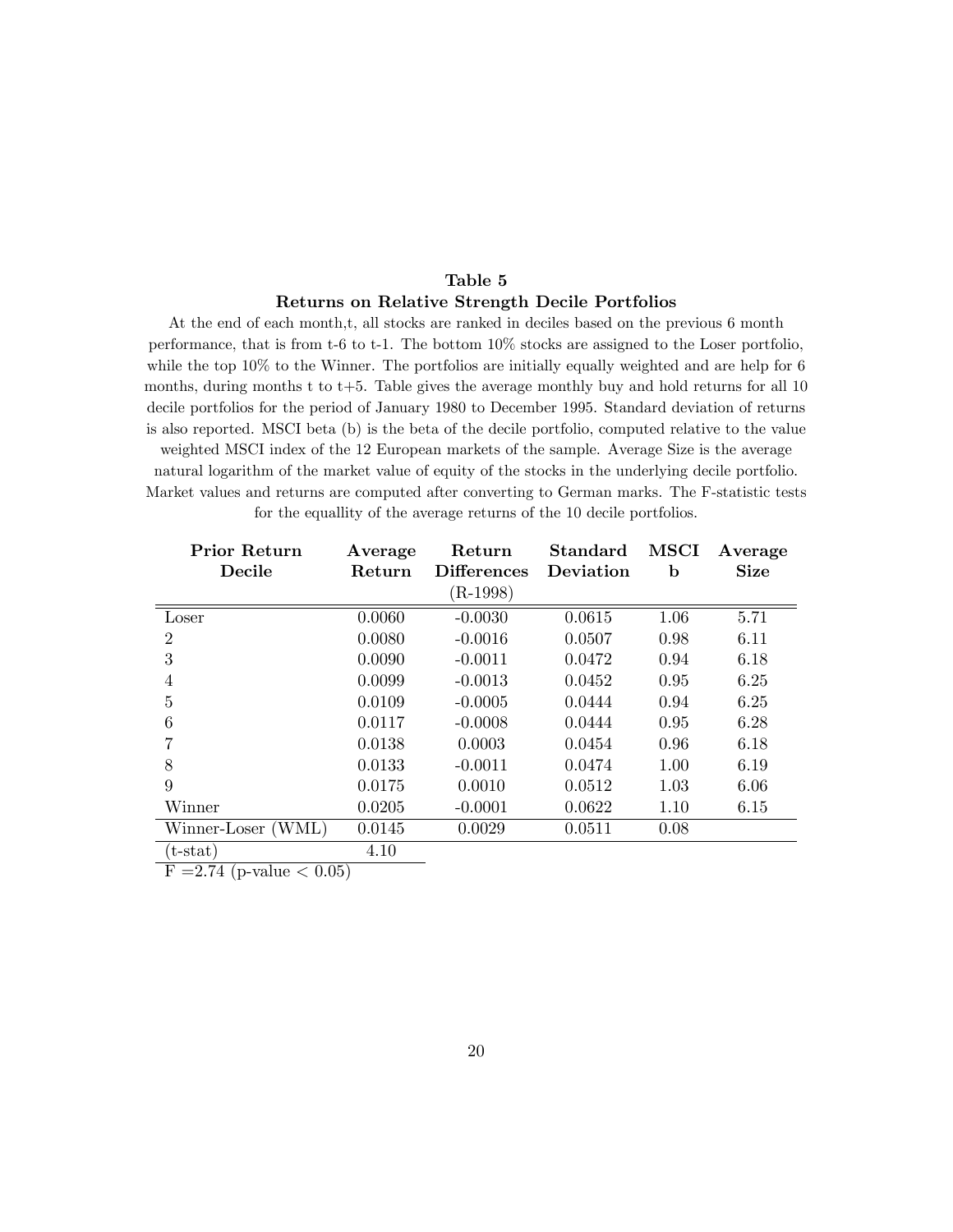**Table 5**

**Returns on Relative Strength Decile Portfolios**

At the end of each month,t, all stocks are ranked in deciles based on the previous 6 month performance, that is from t-6 to t-1. The bottom 10% stocks are assigned to the Loser portfolio, while the top 10% to the Winner. The portfolios are initially equally weighted and are help for 6 months, during months t to t+5. Table gives the average monthly buy and hold returns for all 10 decile portfolios for the period of January 1980 to December 1995. Standard deviation of returns is also reported. MSCI beta (b) is the beta of the decile portfolio, computed relative to the value weighted MSCI index of the 12 European markets of the sample. Average Size is the average natural logarithm of the market value of equity of the stocks in the underlying decile portfolio. Market values and returns are computed after converting to German marks. The F-statistic tests for the equallity of the average returns of the 10 decile portfolios.

| Prior Return Decile | Average Return | Return Differences (R-1998) | Standard Deviation | MSCI b | Average Size |
|---|---|---|---|---|---|
| Loser | 0.0060 | -0.0030 | 0.0615 | 1.06 | 5.71 |
| 2 | 0.0080 | -0.0016 | 0.0507 | 0.98 | 6.11 |
| 3 | 0.0090 | -0.0011 | 0.0472 | 0.94 | 6.18 |
| 4 | 0.0099 | -0.0013 | 0.0452 | 0.95 | 6.25 |
| 5 | 0.0109 | -0.0005 | 0.0444 | 0.94 | 6.25 |
| 6 | 0.0117 | -0.0008 | 0.0444 | 0.95 | 6.28 |
| 7 | 0.0138 | 0.0003 | 0.0454 | 0.96 | 6.18 |
| 8 | 0.0133 | -0.0011 | 0.0474 | 1.00 | 6.19 |
| 9 | 0.0175 | 0.0010 | 0.0512 | 1.03 | 6.06 |
| Winner | 0.0205 | -0.0001 | 0.0622 | 1.10 | 6.15 |
| Winner-Loser (WML) | 0.0145 | 0.0029 | 0.0511 | 0.08 | |
| (t-stat) | 4.10 | | | | |

$F = 2.74$ (p-value $< 0.05$)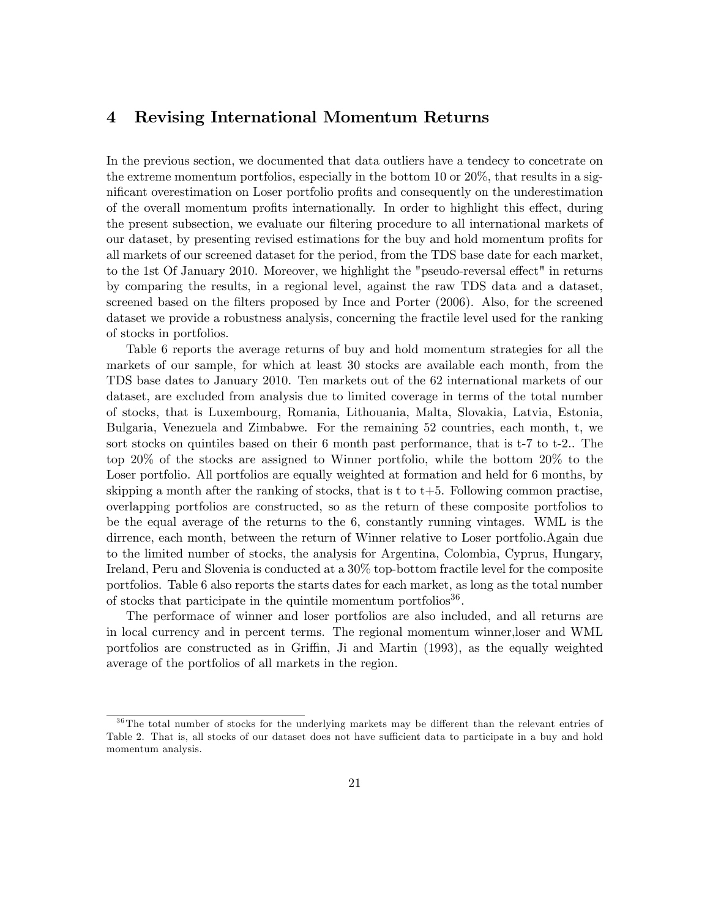# 4 Revising International Momentum Returns

In the previous section, we documented that data outliers have a tendecy to concetrate on the extreme momentum portfolios, especially in the bottom 10 or 20%, that results in a significant overestimation on Loser portfolio profits and consequently on the underestimation of the overall momentum profits internationally. In order to highlight this effect, during the present subsection, we evaluate our filtering procedure to all international markets of our dataset, by presenting revised estimations for the buy and hold momentum profits for all markets of our screened dataset for the period, from the TDS base date for each market, to the 1st Of January 2010. Moreover, we highlight the "pseudo-reversal effect" in returns by comparing the results, in a regional level, against the raw TDS data and a dataset, screened based on the filters proposed by Ince and Porter (2006). Also, for the screened dataset we provide a robustness analysis, concerning the fractile level used for the ranking of stocks in portfolios.

Table 6 reports the average returns of buy and hold momentum strategies for all the markets of our sample, for which at least 30 stocks are available each month, from the TDS base dates to January 2010. Ten markets out of the 62 international markets of our dataset, are excluded from analysis due to limited coverage in terms of the total number of stocks, that is Luxembourg, Romania, Lithouania, Malta, Slovakia, Latvia, Estonia, Bulgaria, Venezuela and Zimbabwe. For the remaining 52 countries, each month, t, we sort stocks on quintiles based on their 6 month past performance, that is t-7 to t-2.. The top 20% of the stocks are assigned to Winner portfolio, while the bottom 20% to the Loser portfolio. All portfolios are equally weighted at formation and held for 6 months, by skipping a month after the ranking of stocks, that is t to t+5. Following common practise, overlapping portfolios are constructed, so as the return of these composite portfolios to be the equal average of the returns to the 6, constantly running vintages. WML is the dirrence, each month, between the return of Winner relative to Loser portfolio.Again due to the limited number of stocks, the analysis for Argentina, Colombia, Cyprus, Hungary, Ireland, Peru and Slovenia is conducted at a 30% top-bottom fractile level for the composite portfolios. Table 6 also reports the starts dates for each market, as long as the total number of stocks that participate in the quintile momentum portfolios[36].

The performace of winner and loser portfolios are also included, and all returns are in local currency and in percent terms. The regional momentum winner,loser and WML portfolios are constructed as in Griffin, Ji and Martin (1993), as the equally weighted average of the portfolios of all markets in the region.

[36] The total number of stocks for the underlying markets may be different than the relevant entries of Table 2. That is, all stocks of our dataset does not have sufficient data to participate in a buy and hold momentum analysis.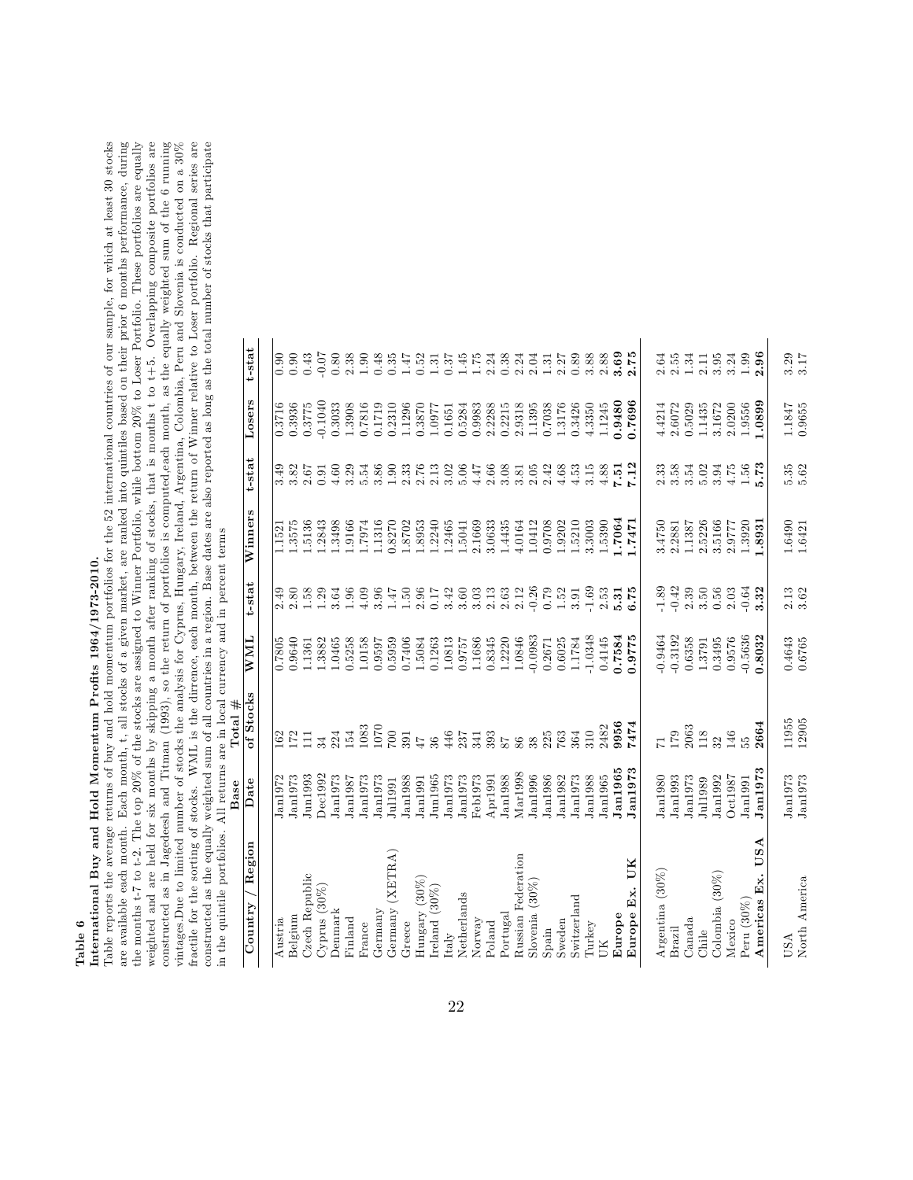**Table 6**

**International Buy and Hold Momentum Profits 1964/1973-2010.**

Table reports the average returns of buy and hold momentum portfolios for the 52 international countries of our sample, for which at least 30 stocks are available each month. Each month, t, all stocks of a given market, are ranked into quintiles based on their prior 6 months performance, during the months t-7 to t-2. The top 20% of the stocks are assigned to Winner Portfolio, while bottom 20% to Loser Portfolio. These portfolios are equally weighted and are held for six months by skipping a month after ranking of stocks, that is months t to t+5. Overlapping composite portfolios are constructed as in Jagedeesh and Titman (1993), so the return of portfolios is computed,each month, as the equally weighted sum of the 6 running vintages.Due to limited number of stocks the analysis for Cyprus, Hungary, Ireland, Argentina, Colombia, Peru and Slovenia is conducted on a 30% fractile for the sorting of stocks. WML is the dirrence, each month, between the return of Winner relative to Loser portfolio. Regional series are constructed as the equally weighted sum of all countries in a region. Base dates are also reported as long as the total number of stocks that participate in the quintile portfolios. All returns are in local currency and in percent terms

| Country / Region | Base Date | Total # of Stocks | WML | t-stat | Winners | t-stat | Losers | t-stat |
|---|---|---|---|---|---|---|---|---|
| Austria | Jan1972 | 162 | 0.7805 | 2.49 | 1.1521 | 3.49 | 0.3716 | 0.90 |
| Belgium | Jan1973 | 172 | 0.9640 | 2.80 | 1.3575 | 3.82 | 0.3936 | 0.90 |
| Czech Republic | Jun1993 | 111 | 1.1361 | 1.58 | 1.5136 | 2.67 | 0.3775 | 0.43 |
| Cyprus (30%) | Dec1992 | 34 | 1.3882 | 1.29 | 1.2843 | 0.91 | -0.1040 | -0.07 |
| Denmark | Jan1973 | 224 | 1.0465 | 3.64 | 1.3498 | 4.60 | 0.3033 | 0.80 |
| Finland | Jan1987 | 154 | 0.5258 | 1.96 | 1.9166 | 3.29 | 1.3908 | 2.38 |
| France | Jan1973 | 1083 | 1.0158 | 4.09 | 1.7974 | 5.54 | 0.7816 | 1.90 |
| Germany | Jan1973 | 1070 | 0.9597 | 3.96 | 1.1316 | 3.86 | 0.1719 | 0.48 |
| Germany (XETRA) | Jul1991 | 700 | 0.5959 | 1.47 | 0.8270 | 1.90 | 0.2310 | 0.35 |
| Greece | Jan1988 | 391 | 0.7406 | 1.50 | 1.8702 | 2.33 | 1.1296 | 1.47 |
| Hungary (30%) | Jan1991 | 47 | 1.5084 | 2.96 | 1.8953 | 2.76 | 0.3870 | 0.52 |
| Ireland (30%) | Jun1965 | 36 | 0.1263 | 0.17 | 1.2240 | 2.13 | 1.0977 | 1.31 |
| Italy | Jan1973 | 446 | 1.0813 | 3.42 | 1.2465 | 3.02 | 0.1651 | 0.37 |
| Netherlands | Jan1973 | 237 | 0.9757 | 3.60 | 1.5041 | 5.06 | 0.5284 | 1.45 |
| Norway | Feb1973 | 341 | 1.1686 | 3.03 | 2.1669 | 4.47 | 0.9983 | 1.75 |
| Poland | Apr1991 | 393 | 0.8345 | 2.13 | 3.0633 | 2.66 | 2.2288 | 2.24 |
| Portugal | Jan1988 | 87 | 1.2220 | 2.63 | 1.4435 | 3.08 | 0.2215 | 0.38 |
| Russian Federation | Mar1998 | 86 | 1.0846 | 2.12 | 4.0164 | 3.81 | 2.9318 | 2.24 |
| Slovenia (30%) | Jan1996 | 38 | -0.0983 | -0.26 | 1.0412 | 2.05 | 1.1395 | 2.04 |
| Spain | Jan1986 | 225 | 0.2671 | 0.79 | 0.9708 | 2.42 | 0.7038 | 1.31 |
| Sweden | Jan1982 | 763 | 0.6025 | 1.52 | 1.9202 | 4.68 | 1.3176 | 2.27 |
| Switzerland | Jan1973 | 364 | 1.1784 | 3.91 | 1.5210 | 4.53 | 0.3426 | 0.89 |
| Turkey | Jan1988 | 310 | -1.0348 | -1.69 | 3.3003 | 3.15 | 4.3350 | 3.88 |
| UK | Jan1965 | 2482 | 0.4145 | 2.53 | 1.5390 | 4.88 | 1.1245 | 2.88 |
| **Europe** | **Jan1965** | **9956** | **0.7584** | **5.31** | **1.7064** | **7.51** | **0.9480** | **3.69** |
| **Europe Ex. UK** | **Jan1973** | **7474** | **0.9775** | **6.75** | **1.7471** | **7.12** | **0.7696** | **2.75** |
| Argentina (30%) | Jan1980 | 71 | -0.9464 | -1.89 | 3.4750 | 2.33 | 4.4214 | 2.64 |
| Brazil | Jan1993 | 179 | -0.3192 | -0.42 | 2.2881 | 3.58 | 2.6072 | 2.55 |
| Canada | Jan1973 | 2063 | 0.6358 | 2.39 | 1.1387 | 3.54 | 0.5029 | 1.34 |
| Chile | Jul1989 | 118 | 1.3791 | 3.50 | 2.5226 | 5.02 | 1.1435 | 2.11 |
| Colombia (30%) | Jan1992 | 32 | 0.3495 | 0.56 | 3.5166 | 3.94 | 3.1672 | 3.95 |
| Mexico | Oct1987 | 146 | 0.9576 | 2.03 | 2.9777 | 4.75 | 2.0200 | 3.24 |
| Peru (30%) | Jan1991 | 55 | -0.5636 | -0.64 | 1.3920 | 1.56 | 1.9556 | 1.99 |
| **Americas Ex. USA** | **Jan1973** | **2664** | **0.8032** | **3.32** | **1.8931** | **5.73** | **1.0899** | **2.96** |
| USA | Jan1973 | 11955 | 0.4643 | 2.13 | 1.6490 | 5.35 | 1.1847 | 3.29 |
| North America | Jan1973 | 12905 | 0.6765 | 3.62 | 1.6421 | 5.62 | 0.9655 | 3.17 |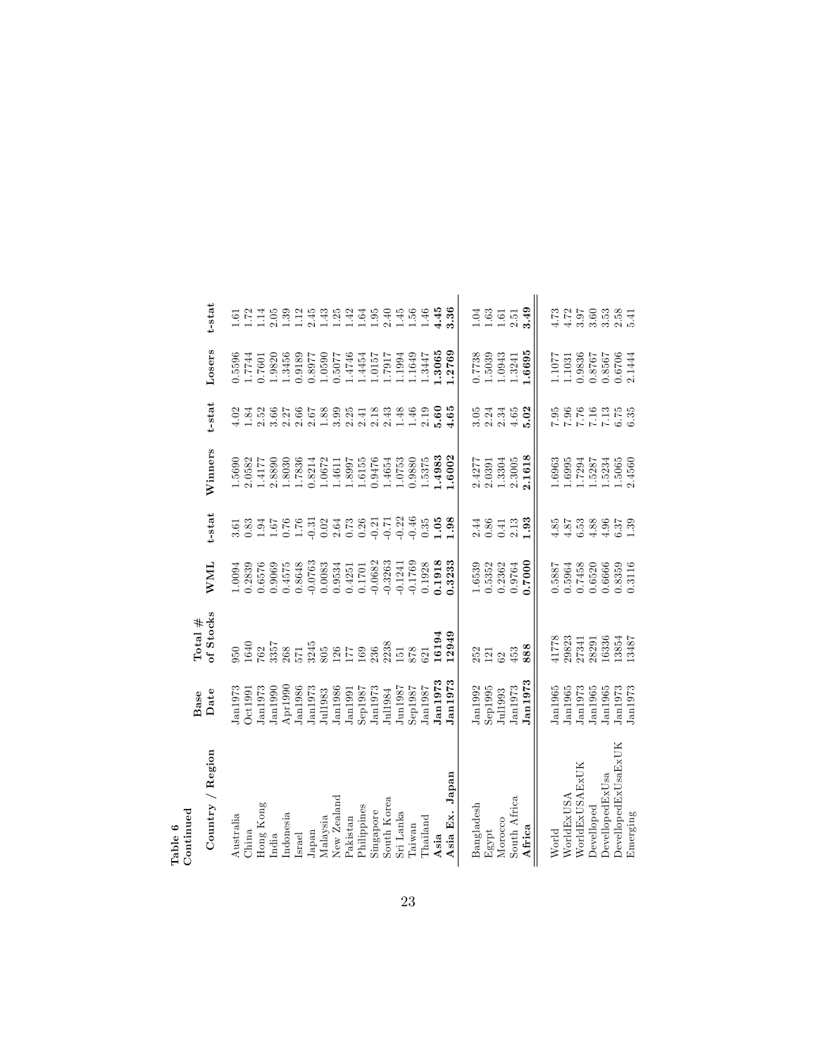**Table 6**
**Continued**

| Country / Region | Base Date | Total # of Stocks | WML | t-stat | Winners | t-stat | Losers | t-stat |
|---|---|---|---|---|---|---|---|---|
| Australia | Jan1973 | 950 | 1.0094 | 3.61 | 1.5690 | 4.02 | 0.5596 | 1.61 |
| China | Oct1991 | 1640 | 0.2839 | 0.83 | 2.0582 | 1.84 | 1.7744 | 1.72 |
| Hong Kong | Jan1973 | 762 | 0.6576 | 1.94 | 1.4177 | 2.52 | 0.7601 | 1.14 |
| India | Jan1990 | 3357 | 0.9069 | 1.67 | 2.8890 | 3.66 | 1.9820 | 2.05 |
| Indonesia | Apr1990 | 268 | 0.4575 | 0.76 | 1.8030 | 2.27 | 1.3456 | 1.39 |
| Israel | Jan1986 | 571 | 0.8648 | 1.76 | 1.7836 | 2.66 | 0.9189 | 1.12 |
| Japan | Jan1973 | 3245 | -0.0763 | -0.31 | 0.8214 | 2.67 | 0.8977 | 2.45 |
| Malaysia | Jul1983 | 805 | 0.0083 | 0.02 | 1.0672 | 1.88 | 1.0590 | 1.43 |
| New Zealand | Jan1986 | 126 | 0.9534 | 2.64 | 1.4611 | 3.99 | 0.5077 | 1.25 |
| Pakistan | Jan1991 | 177 | 0.4251 | 0.73 | 1.8997 | 2.25 | 1.4746 | 1.42 |
| Philippines | Sep1987 | 169 | 0.1701 | 0.26 | 1.6155 | 2.41 | 1.4454 | 1.64 |
| Singapore | Jan1973 | 236 | -0.0682 | -0.21 | 0.9476 | 2.18 | 1.0157 | 1.95 |
| South Korea | Jul1984 | 2238 | -0.3263 | -0.71 | 1.4654 | 2.43 | 1.7917 | 2.40 |
| Sri Lanka | Jun1987 | 151 | -0.1241 | -0.22 | 1.0753 | 1.48 | 1.1994 | 1.45 |
| Taiwan | Sep1987 | 878 | -0.1769 | -0.46 | 0.9880 | 1.46 | 1.1649 | 1.56 |
| Thailand | Jan1987 | 621 | 0.1928 | 0.35 | 1.5375 | 2.19 | 1.3447 | 1.46 |
| **Asia** | **Jan1973** | **16194** | **0.1918** | **1.05** | **1.4983** | **5.60** | **1.3065** | **4.45** |
| **Asia Ex. Japan** | **Jan1973** | **12949** | **0.3233** | **1.98** | **1.6002** | **4.65** | **1.2769** | **3.36** |
| Bangladesh | Jan1992 | 252 | 1.6539 | 2.44 | 2.4277 | 3.05 | 0.7738 | 1.04 |
| Egypt | Sep1995 | 121 | 0.5352 | 0.86 | 2.0391 | 2.24 | 1.5039 | 1.63 |
| Morocco | Jul1993 | 62 | 0.2362 | 0.41 | 1.3304 | 2.34 | 1.0943 | 1.61 |
| South Africa | Jan1973 | 453 | 0.9764 | 2.13 | 2.3005 | 4.65 | 1.3241 | 2.51 |
| **Africa** | **Jan1973** | **888** | **0.7000** | **1.93** | **2.1618** | **5.02** | **1.6695** | **3.49** |
| World | Jan1965 | 41778 | 0.5887 | 4.85 | 1.6963 | 7.95 | 1.1077 | 4.73 |
| WorldExUSA | Jan1965 | 29823 | 0.5964 | 4.87 | 1.6995 | 7.96 | 1.1031 | 4.72 |
| WorldExUSAExUK | Jan1973 | 27341 | 0.7458 | 6.53 | 1.7294 | 7.76 | 0.9836 | 3.97 |
| Develloped | Jan1965 | 28291 | 0.6520 | 4.88 | 1.5287 | 7.16 | 0.8767 | 3.60 |
| DevellopedExUsa | Jan1965 | 16336 | 0.6666 | 4.96 | 1.5234 | 7.13 | 0.8567 | 3.53 |
| DevellopedExUsaExUK | Jan1973 | 13854 | 0.8359 | 6.37 | 1.5065 | 6.75 | 0.6706 | 2.58 |
| Emerging | Jan1973 | 13487 | 0.3116 | 1.39 | 2.4560 | 6.35 | 2.1444 | 5.41 |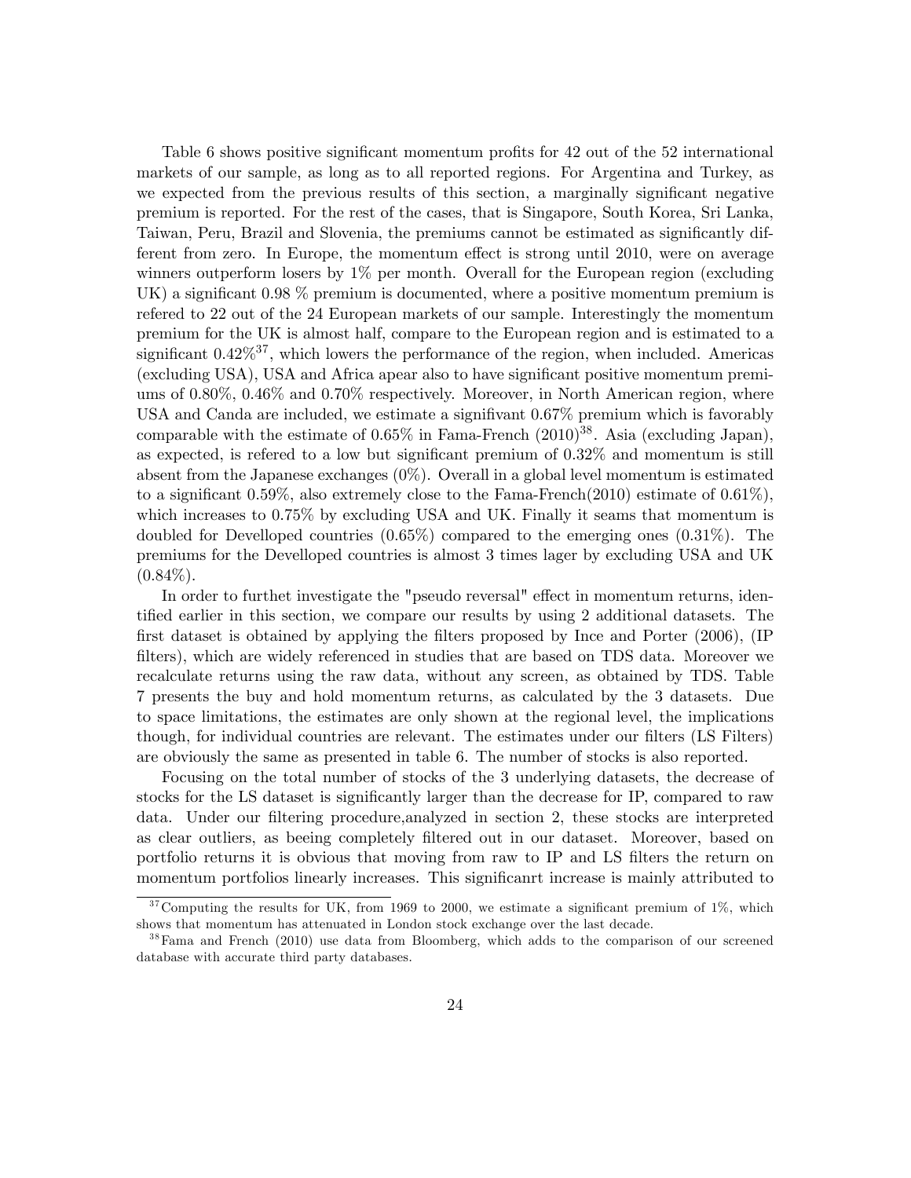Table 6 shows positive significant momentum profits for 42 out of the 52 international markets of our sample, as long as to all reported regions. For Argentina and Turkey, as we expected from the previous results of this section, a marginally significant negative premium is reported. For the rest of the cases, that is Singapore, South Korea, Sri Lanka, Taiwan, Peru, Brazil and Slovenia, the premiums cannot be estimated as significantly different from zero. In Europe, the momentum effect is strong until 2010, were on average winners outperform losers by 1% per month. Overall for the European region (excluding UK) a significant 0.98 % premium is documented, where a positive momentum premium is refered to 22 out of the 24 European markets of our sample. Interestingly the momentum premium for the UK is almost half, compare to the European region and is estimated to a significant 0.42%[37], which lowers the performance of the region, when included. Americas (excluding USA), USA and Africa apear also to have significant positive momentum premiums of 0.80%, 0.46% and 0.70% respectively. Moreover, in North American region, where USA and Canda are included, we estimate a signifivant 0.67% premium which is favorably comparable with the estimate of 0.65% in Fama-French (2010)[38]. Asia (excluding Japan), as expected, is refered to a low but significant premium of 0.32% and momentum is still absent from the Japanese exchanges (0%). Overall in a global level momentum is estimated to a significant 0.59%, also extremely close to the Fama-French(2010) estimate of 0.61%), which increases to 0.75% by excluding USA and UK. Finally it seams that momentum is doubled for Develloped countries (0.65%) compared to the emerging ones (0.31%). The premiums for the Develloped countries is almost 3 times lager by excluding USA and UK (0.84%).

In order to furthet investigate the "pseudo reversal" effect in momentum returns, identified earlier in this section, we compare our results by using 2 additional datasets. The first dataset is obtained by applying the filters proposed by Ince and Porter (2006), (IP filters), which are widely referenced in studies that are based on TDS data. Moreover we recalculate returns using the raw data, without any screen, as obtained by TDS. Table 7 presents the buy and hold momentum returns, as calculated by the 3 datasets. Due to space limitations, the estimates are only shown at the regional level, the implications though, for individual countries are relevant. The estimates under our filters (LS Filters) are obviously the same as presented in table 6. The number of stocks is also reported.

Focusing on the total number of stocks of the 3 underlying datasets, the decrease of stocks for the LS dataset is significantly larger than the decrease for IP, compared to raw data. Under our filtering procedure,analyzed in section 2, these stocks are interpreted as clear outliers, as beeing completely filtered out in our dataset. Moreover, based on portfolio returns it is obvious that moving from raw to IP and LS filters the return on momentum portfolios linearly increases. This significanrt increase is mainly attributed to

[37] Computing the results for UK, from 1969 to 2000, we estimate a significant premium of 1%, which shows that momentum has attenuated in London stock exchange over the last decade.

[38] Fama and French (2010) use data from Bloomberg, which adds to the comparison of our screened database with accurate third party databases.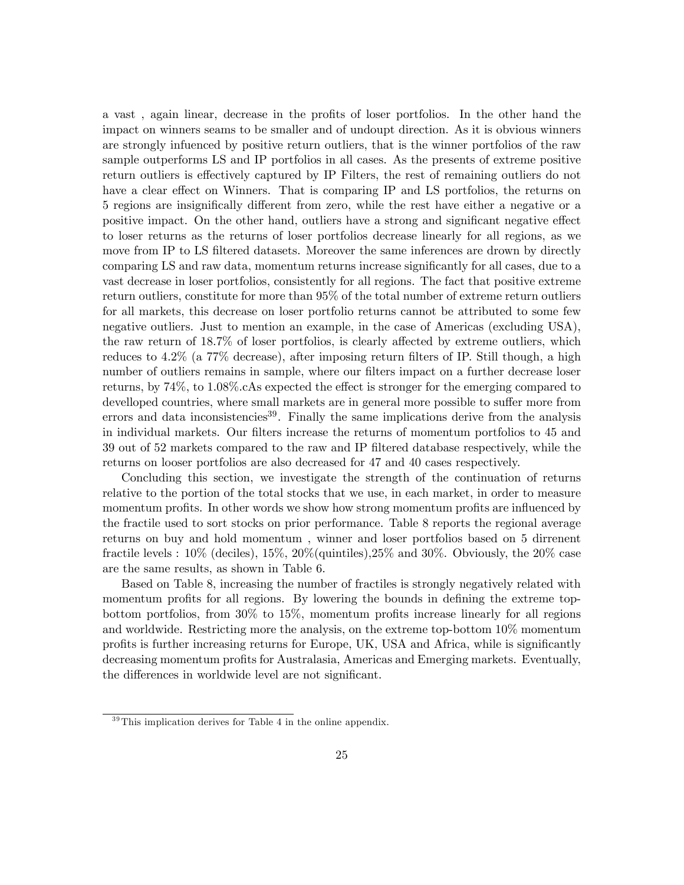a vast , again linear, decrease in the profits of loser portfolios. In the other hand the impact on winners seams to be smaller and of undoupt direction. As it is obvious winners are strongly infuenced by positive return outliers, that is the winner portfolios of the raw sample outperforms LS and IP portfolios in all cases. As the presents of extreme positive return outliers is effectively captured by IP Filters, the rest of remaining outliers do not have a clear effect on Winners. That is comparing IP and LS portfolios, the returns on 5 regions are insignifically different from zero, while the rest have either a negative or a positive impact. On the other hand, outliers have a strong and significant negative effect to loser returns as the returns of loser portfolios decrease linearly for all regions, as we move from IP to LS filtered datasets. Moreover the same inferences are drown by directly comparing LS and raw data, momentum returns increase significantly for all cases, due to a vast decrease in loser portfolios, consistently for all regions. The fact that positive extreme return outliers, constitute for more than 95% of the total number of extreme return outliers for all markets, this decrease on loser portfolio returns cannot be attributed to some few negative outliers. Just to mention an example, in the case of Americas (excluding USA), the raw return of 18.7% of loser portfolios, is clearly affected by extreme outliers, which reduces to 4.2% (a 77% decrease), after imposing return filters of IP. Still though, a high number of outliers remains in sample, where our filters impact on a further decrease loser returns, by 74%, to 1.08%.cAs expected the effect is stronger for the emerging compared to develloped countries, where small markets are in general more possible to suffer more from errors and data inconsistencies[39]. Finally the same implications derive from the analysis in individual markets. Our filters increase the returns of momentum portfolios to 45 and 39 out of 52 markets compared to the raw and IP filtered database respectively, while the returns on looser portfolios are also decreased for 47 and 40 cases respectively.

Concluding this section, we investigate the strength of the continuation of returns relative to the portion of the total stocks that we use, in each market, in order to measure momentum profits. In other words we show how strong momentum profits are influenced by the fractile used to sort stocks on prior performance. Table 8 reports the regional average returns on buy and hold momentum , winner and loser portfolios based on 5 dirrenent fractile levels : 10% (deciles), 15%, 20%(quintiles),25% and 30%. Obviously, the 20% case are the same results, as shown in Table 6.

Based on Table 8, increasing the number of fractiles is strongly negatively related with momentum profits for all regions. By lowering the bounds in defining the extreme top-bottom portfolios, from 30% to 15%, momentum profits increase linearly for all regions and worldwide. Restricting more the analysis, on the extreme top-bottom 10% momentum profits is further increasing returns for Europe, UK, USA and Africa, while is significantly decreasing momentum profits for Australasia, Americas and Emerging markets. Eventually, the differences in worldwide level are not significant.

[39] This implication derives for Table 4 in the online appendix.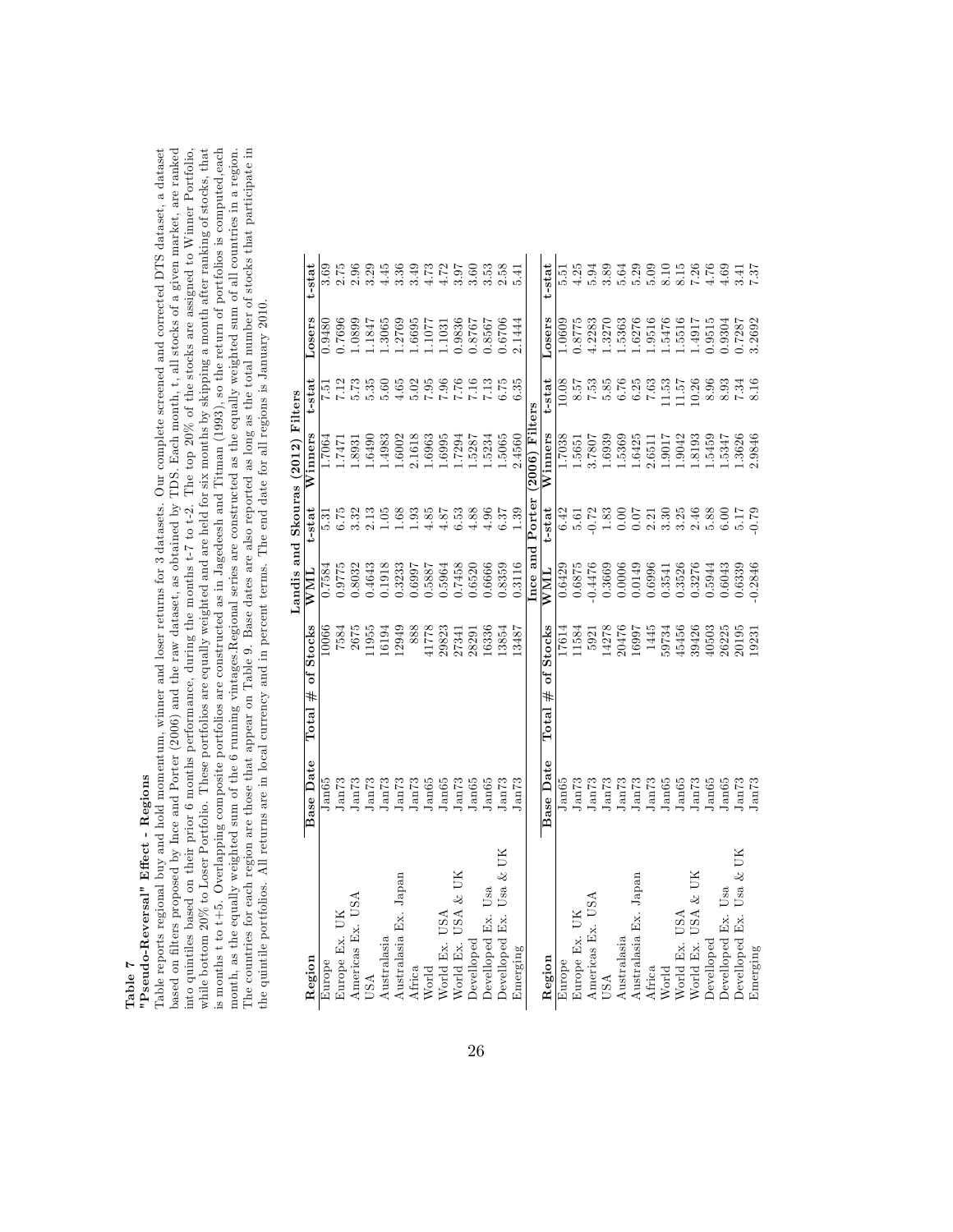**Table 7**

**"Pseudo-Reversal" Effect - Regions**

Table reports regional buy and hold momentum, winner and loser returns for 3 datasets. Our complete screened and corrected DTS dataset, a dataset based on filters proposed by Ince and Porter (2006) and the raw dataset, as obtained by TDS. Each month, t, all stocks of a given market, are ranked into quintiles based on their prior 6 months performance, during the months t-7 to t-2. The top 20% of the stocks are assigned to Winner Portfolio, while bottom 20% to Loser Portfolio. These portfolios are equally weighted and are held for six months by skipping a month after ranking of stocks, that is months t to t+5. Overlapping composite portfolios are constructed as in Jagedeesh and Titman (1993), so the return of portfolios is computed,each month, as the equally weighted sum of the 6 running vintages.Regional series are constructed as the equally weighted sum of all countries in a region. The countries for each region are those that appear on Table 9. Base dates are also reported as long as the total number of stocks that participate in the quintile portfolios. All returns are in local currency and in percent terms. The end date for all regions is January 2010.

| Region | Base Date | Total # of Stocks | WML | t-stat | Winners | t-stat | Losers | t-stat |
|---|---|---|---|---|---|---|---|---|
| | | | **Landis and Skouras (2012) Filters** | | | | | |
| Europe | Jan65 | 10066 | 0.7584 | 5.31 | 1.7064 | 7.51 | 0.9480 | 3.69 |
| Europe Ex. UK | Jan73 | 7584 | 0.9775 | 6.75 | 1.7471 | 7.12 | 0.7696 | 2.75 |
| Americas Ex. USA | Jan73 | 2675 | 0.8032 | 3.32 | 1.8931 | 5.73 | 1.0899 | 2.96 |
| USA | Jan73 | 11955 | 0.4643 | 2.13 | 1.6490 | 5.35 | 1.1847 | 3.29 |
| Australasia | Jan73 | 16194 | 0.1918 | 1.05 | 1.4983 | 5.60 | 1.3065 | 4.45 |
| Australasia Ex. Japan | Jan73 | 12949 | 0.3233 | 1.68 | 1.6002 | 4.65 | 1.2769 | 3.36 |
| Africa | Jan73 | 888 | 0.6997 | 1.93 | 2.1618 | 5.02 | 1.6695 | 3.49 |
| World | Jan65 | 41778 | 0.5887 | 4.85 | 1.6963 | 7.95 | 1.1077 | 4.73 |
| World Ex. USA | Jan65 | 29823 | 0.5964 | 4.87 | 1.6995 | 7.96 | 1.1031 | 4.72 |
| World Ex. USA & UK | Jan73 | 27341 | 0.7458 | 6.53 | 1.7294 | 7.76 | 0.9836 | 3.97 |
| Develloped | Jan65 | 28291 | 0.6520 | 4.88 | 1.5287 | 7.16 | 0.8767 | 3.60 |
| Develloped Ex. Usa | Jan65 | 16336 | 0.6666 | 4.96 | 1.5234 | 7.13 | 0.8567 | 3.53 |
| Develloped Ex. Usa & UK | Jan73 | 13854 | 0.8359 | 6.37 | 1.5065 | 6.75 | 0.6706 | 2.58 |
| Emerging | Jan73 | 13487 | 0.3116 | 1.39 | 2.4560 | 6.35 | 2.1444 | 5.41 |
| | | | **Ince and Porter (2006) Filters** | | | | | |
| Europe | Jan65 | 17614 | 0.6429 | 6.42 | 1.7038 | 10.08 | 1.0609 | 5.51 |
| Europe Ex. UK | Jan73 | 11584 | 0.6875 | 5.61 | 1.5651 | 8.57 | 0.8775 | 4.25 |
| Americas Ex. USA | Jan73 | 5921 | -0.4476 | -0.72 | 3.7807 | 7.53 | 4.2283 | 5.94 |
| USA | Jan73 | 14278 | 0.3669 | 1.83 | 1.6939 | 5.85 | 1.3270 | 3.89 |
| Australasia | Jan73 | 20476 | 0.0006 | 0.00 | 1.5369 | 6.76 | 1.5363 | 5.64 |
| Australasia Ex. Japan | Jan73 | 16997 | 0.0149 | 0.07 | 1.6425 | 6.25 | 1.6276 | 5.29 |
| Africa | Jan73 | 1445 | 0.6996 | 2.21 | 2.6511 | 7.63 | 1.9516 | 5.09 |
| World | Jan65 | 59734 | 0.3541 | 3.30 | 1.9017 | 11.53 | 1.5476 | 8.10 |
| World Ex. USA | Jan65 | 45456 | 0.3526 | 3.25 | 1.9042 | 11.57 | 1.5516 | 8.15 |
| World Ex. USA & UK | Jan73 | 39426 | 0.3276 | 2.46 | 1.8193 | 10.26 | 1.4917 | 7.26 |
| Develloped | Jan65 | 40503 | 0.5944 | 5.88 | 1.5459 | 8.96 | 0.9515 | 4.76 |
| Develloped Ex. Usa | Jan65 | 26225 | 0.6043 | 6.00 | 1.5347 | 8.93 | 0.9304 | 4.69 |
| Develloped Ex. Usa & UK | Jan73 | 20195 | 0.6339 | 5.17 | 1.3626 | 7.34 | 0.7287 | 3.41 |
| Emerging | Jan73 | 19231 | -0.2846 | -0.79 | 2.9846 | 8.16 | 3.2692 | 7.37 |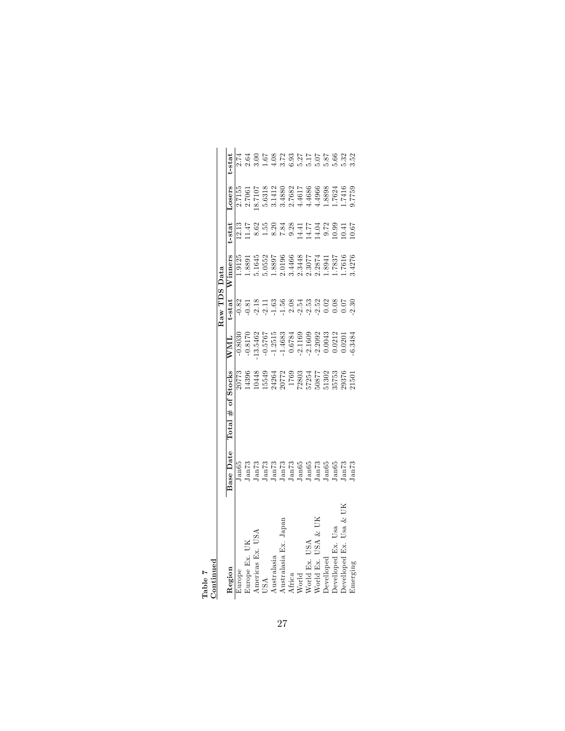**Table 7**
**Continued**

| Region | Base Date | Total # of Stocks | Raw TDS Data | | | | | |
|---|---|---|---|---|---|---|---|---|
| | | | WML | t-stat | Winners | t-stat | Losers | t-stat |
| Europe | Jan65 | 20773 | -0.8030 | -0.82 | 1.9125 | 12.13 | 2.7155 | 2.74 |
| Europe Ex. UK | Jan73 | 14396 | -0.8170 | -0.81 | 1.8891 | 11.47 | 2.7061 | 2.64 |
| Americas Ex. USA | Jan73 | 10448 | -13.5462 | -2.18 | 5.1645 | 8.62 | 18.7107 | 3.00 |
| USA | Jan73 | 15549 | -0.5767 | -2.11 | 5.0552 | 1.55 | 5.6318 | 1.67 |
| Australasia | Jan73 | 24264 | -1.2515 | -1.63 | 1.8897 | 8.20 | 3.1412 | 4.08 |
| Australasia Ex. Japan | Jan73 | 20772 | -1.4683 | -1.56 | 2.0196 | 7.84 | 3.4880 | 3.72 |
| Africa | Jan73 | 1769 | 0.6784 | 2.08 | 3.4466 | 9.28 | 2.7682 | 6.93 |
| World | Jan65 | 72803 | -2.1169 | -2.54 | 2.3448 | 14.41 | 4.4617 | 5.27 |
| World Ex. USA | Jan65 | 57254 | -2.1609 | -2.53 | 2.3077 | 14.77 | 4.4686 | 5.17 |
| World Ex. USA & UK | Jan73 | 50877 | -2.2092 | -2.52 | 2.2874 | 14.04 | 4.4966 | 5.07 |
| Develloped | Jan65 | 51302 | 0.0043 | 0.02 | 1.8941 | 9.72 | 1.8898 | 5.87 |
| Develloped Ex. Usa | Jan65 | 35753 | 0.0212 | 0.08 | 1.7837 | 10.99 | 1.7624 | 5.66 |
| Develloped Ex. Usa & UK | Jan73 | 29376 | 0.0201 | 0.07 | 1.7616 | 10.41 | 1.7416 | 5.32 |
| Emerging | Jan73 | 21501 | -6.3484 | -2.30 | 3.4276 | 10.67 | 9.7759 | 3.52 |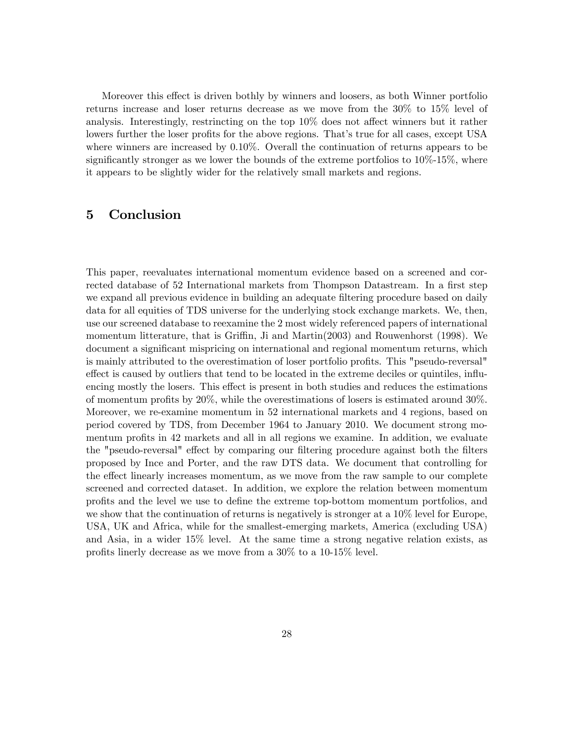Moreover this effect is driven bothly by winners and loosers, as both Winner portfolio returns increase and loser returns decrease as we move from the 30% to 15% level of analysis. Interestingly, restrincting on the top 10% does not affect winners but it rather lowers further the loser profits for the above regions. That's true for all cases, except USA where winners are increased by 0.10%. Overall the continuation of returns appears to be significantly stronger as we lower the bounds of the extreme portfolios to 10%-15%, where it appears to be slightly wider for the relatively small markets and regions.

# 5 Conclusion

This paper, reevaluates international momentum evidence based on a screened and corrected database of 52 International markets from Thompson Datastream. In a first step we expand all previous evidence in building an adequate filtering procedure based on daily data for all equities of TDS universe for the underlying stock exchange markets. We, then, use our screened database to reexamine the 2 most widely referenced papers of international momentum litterature, that is Griffin, Ji and Martin(2003) and Rouwenhorst (1998). We document a significant mispricing on international and regional momentum returns, which is mainly attributed to the overestimation of loser portfolio profits. This "pseudo-reversal" effect is caused by outliers that tend to be located in the extreme deciles or quintiles, influencing mostly the losers. This effect is present in both studies and reduces the estimations of momentum profits by 20%, while the overestimations of losers is estimated around 30%. Moreover, we re-examine momentum in 52 international markets and 4 regions, based on period covered by TDS, from December 1964 to January 2010. We document strong momentum profits in 42 markets and all in all regions we examine. In addition, we evaluate the "pseudo-reversal" effect by comparing our filtering procedure against both the filters proposed by Ince and Porter, and the raw DTS data. We document that controlling for the effect linearly increases momentum, as we move from the raw sample to our complete screened and corrected dataset. In addition, we explore the relation between momentum profits and the level we use to define the extreme top-bottom momentum portfolios, and we show that the continuation of returns is negatively is stronger at a 10% level for Europe, USA, UK and Africa, while for the smallest-emerging markets, America (excluding USA) and Asia, in a wider 15% level. At the same time a strong negative relation exists, as profits linerly decrease as we move from a 30% to a 10-15% level.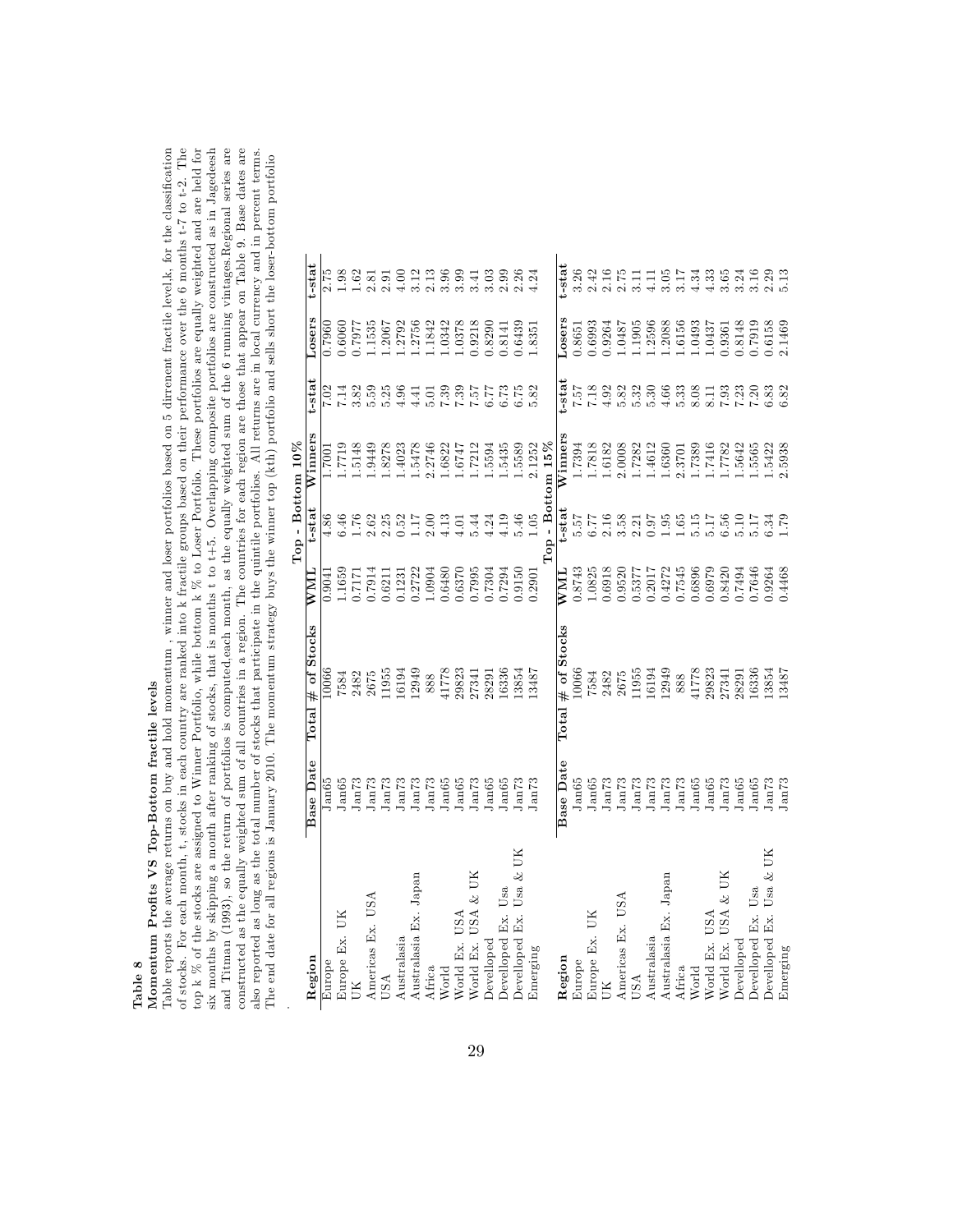**Table 8**

**Momentum Profits VS Top-Bottom fractile levels**

Table reports the average returns on buy and hold momentum , winner and loser portfolios based on 5 dirrenent fractile level,k, for the classification of stocks. For each month, t, stocks in each country are ranked into k fractile groups based on their performance over the 6 months t-7 to t-2. The top k % of the stocks are assigned to Winner Portfolio, while bottom k % to Loser Portfolio. These portfolios are equally weighted and are held for six months by skipping a month after ranking of stocks, that is months t to t+5. Overlapping composite portfolios are constructed as in Jagedeesh and Titman (1993), so the return of portfolios is computed,each month, as the equally weighted sum of the 6 running vintages.Regional series are constructed as the equally weighted sum of all countries in a region. The countries for each region are those that appear on Table 9. Base dates are also reported as long as the total number of stocks that participate in the quintile portfolios. All returns are in local currency and in percent terms. The end date for all regions is January 2010. The momentum strategy buys the winner top (kth) portfolio and sells short the loser-bottom portfolio

.

| Region | Base Date | Total # of Stocks | WML | t-stat | Winners | t-stat | Losers | t-stat |
|---|---|---|---|---|---|---|---|---|
| | | | **Top - Bottom 10%** | | | | | |
| Europe | Jan65 | 10066 | 0.9041 | 4.86 | 1.7001 | 7.02 | 0.7960 | 2.75 |
| Europe Ex. UK | Jan65 | 7584 | 1.1659 | 6.46 | 1.7719 | 7.14 | 0.6060 | 1.98 |
| UK | Jan73 | 2482 | 0.7171 | 1.76 | 1.5148 | 3.82 | 0.7977 | 1.62 |
| Americas Ex. USA | Jan73 | 2675 | 0.7914 | 2.62 | 1.9449 | 5.59 | 1.1535 | 2.81 |
| USA | Jan73 | 11955 | 0.6211 | 2.25 | 1.8278 | 5.25 | 1.2067 | 2.91 |
| Australasia | Jan73 | 16194 | 0.1231 | 0.52 | 1.4023 | 4.96 | 1.2792 | 4.00 |
| Australasia Ex. Japan | Jan73 | 12949 | 0.2722 | 1.17 | 1.5478 | 4.41 | 1.2756 | 3.12 |
| Africa | Jan73 | 888 | 1.0904 | 2.00 | 2.2746 | 5.01 | 1.1842 | 2.13 |
| World | Jan65 | 41778 | 0.6480 | 4.13 | 1.6822 | 7.39 | 1.0342 | 3.96 |
| World Ex. USA | Jan65 | 29823 | 0.6370 | 4.01 | 1.6747 | 7.39 | 1.0378 | 3.99 |
| World Ex. USA & UK | Jan73 | 27341 | 0.7995 | 5.44 | 1.7212 | 7.57 | 0.9218 | 3.41 |
| Develloped | Jan65 | 28291 | 0.7304 | 4.24 | 1.5594 | 6.77 | 0.8290 | 3.03 |
| Develloped Ex. Usa | Jan65 | 16336 | 0.7294 | 4.19 | 1.5435 | 6.73 | 0.8141 | 2.99 |
| Develloped Ex. Usa & UK | Jan65 | 13854 | 0.9150 | 5.46 | 1.5589 | 6.75 | 0.6439 | 2.26 |
| Emerging | Jan73 | 13487 | 0.2901 | 1.05 | 2.1252 | 5.82 | 1.8351 | 4.24 |
| | | | **Top - Bottom 15%** | | | | | |
| **Region** | **Base Date** | **Total # of Stocks** | **WML** | **t-stat** | **Winners** | **t-stat** | **Losers** | **t-stat** |
| Europe | Jan65 | 10066 | 0.8743 | 5.57 | 1.7394 | 7.57 | 0.8651 | 3.26 |
| Europe Ex. UK | Jan65 | 7584 | 1.0825 | 6.77 | 1.7818 | 7.18 | 0.6993 | 2.42 |
| UK | Jan73 | 2482 | 0.6918 | 2.16 | 1.6182 | 4.92 | 0.9264 | 2.16 |
| Americas Ex. USA | Jan73 | 2675 | 0.9520 | 3.58 | 2.0008 | 5.82 | 1.0487 | 2.75 |
| USA | Jan73 | 11955 | 0.5377 | 2.21 | 1.7282 | 5.32 | 1.1905 | 3.11 |
| Australasia | Jan73 | 16194 | 0.2017 | 0.97 | 1.4612 | 5.30 | 1.2596 | 4.11 |
| Australasia Ex. Japan | Jan73 | 12949 | 0.4272 | 1.95 | 1.6360 | 4.66 | 1.2088 | 3.05 |
| Africa | Jan73 | 888 | 0.7545 | 1.65 | 2.3701 | 5.33 | 1.6156 | 3.17 |
| World | Jan65 | 41778 | 0.6896 | 5.15 | 1.7389 | 8.08 | 1.0493 | 4.34 |
| World Ex. USA | Jan65 | 29823 | 0.6979 | 5.17 | 1.7416 | 8.11 | 1.0437 | 4.33 |
| World Ex. USA & UK | Jan73 | 27341 | 0.8420 | 6.56 | 1.7782 | 7.93 | 0.9361 | 3.65 |
| Develloped | Jan65 | 28291 | 0.7494 | 5.10 | 1.5642 | 7.23 | 0.8148 | 3.24 |
| Develloped Ex. Usa | Jan65 | 16336 | 0.7646 | 5.17 | 1.5565 | 7.20 | 0.7919 | 3.16 |
| Develloped Ex. Usa & UK | Jan73 | 13854 | 0.9264 | 6.34 | 1.5422 | 6.83 | 0.6158 | 2.29 |
| Emerging | Jan73 | 13487 | 0.4468 | 1.79 | 2.5938 | 6.82 | 2.1469 | 5.13 |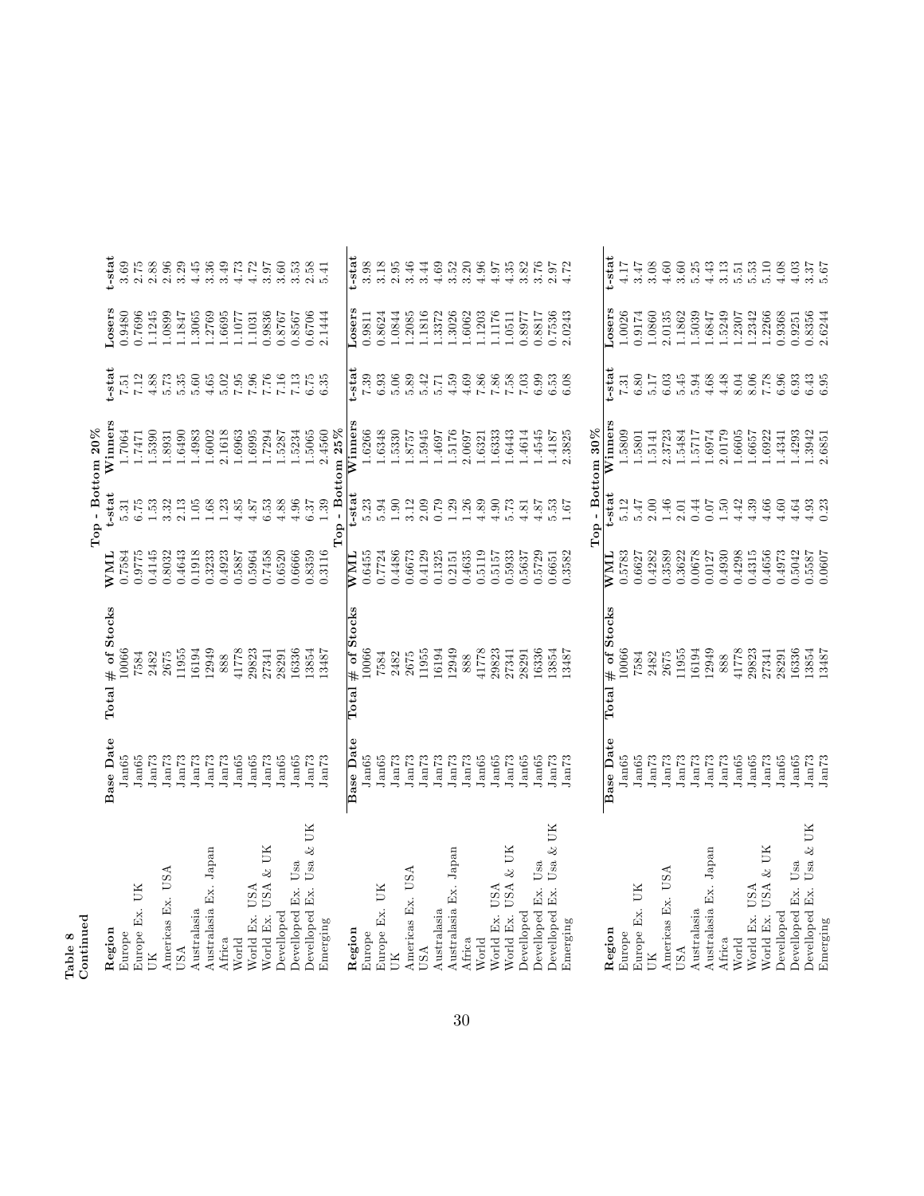**Table 8**
**Continued**

| Region | Base Date | Total # of Stocks | WML | t-stat | Winners | t-stat | Losers | t-stat |
|---|---|---|---|---|---|---|---|---|
| | | | Top - Bottom 20% | | | | | |
| Europe | Jan65 | 10066 | 0.7584 | 5.31 | 1.7064 | 7.51 | 0.9480 | 3.69 |
| Europe Ex. UK | Jan65 | 7584 | 0.9775 | 6.75 | 1.7471 | 7.12 | 0.7696 | 2.75 |
| UK | Jan73 | 2482 | 0.4145 | 1.53 | 1.5390 | 4.88 | 1.1245 | 2.88 |
| Americas Ex. USA | Jan73 | 2675 | 0.8032 | 3.32 | 1.8931 | 5.73 | 1.0899 | 2.96 |
| USA | Jan73 | 11955 | 0.4643 | 2.13 | 1.6490 | 5.35 | 1.1847 | 3.29 |
| Australasia | Jan73 | 16194 | 0.1918 | 1.05 | 1.4983 | 5.60 | 1.3065 | 4.45 |
| Australasia Ex. Japan | Jan73 | 12949 | 0.3233 | 1.68 | 1.6002 | 4.65 | 1.2769 | 3.36 |
| Africa | Jan73 | 888 | 0.4923 | 1.23 | 2.1618 | 5.02 | 1.6695 | 3.49 |
| World | Jan65 | 41778 | 0.5887 | 4.85 | 1.6963 | 7.95 | 1.1077 | 4.73 |
| World Ex. USA | Jan65 | 29823 | 0.5964 | 4.87 | 1.6995 | 7.96 | 1.1031 | 4.72 |
| World Ex. USA & UK | Jan73 | 27341 | 0.7458 | 6.53 | 1.7294 | 7.76 | 0.9836 | 3.97 |
| Develloped | Jan65 | 28291 | 0.6520 | 4.88 | 1.5287 | 7.16 | 0.8767 | 3.60 |
| Develloped Ex. Usa | Jan65 | 16336 | 0.6666 | 4.96 | 1.5234 | 7.13 | 0.8567 | 3.53 |
| Develloped Ex. Usa & UK | Jan73 | 13854 | 0.8359 | 6.37 | 1.5065 | 6.75 | 0.6706 | 2.58 |
| Emerging | Jan73 | 13487 | 0.3116 | 1.39 | 2.4560 | 6.35 | 2.1444 | 5.41 |
| | | | Top - Bottom 25% | | | | | |
| Europe | Jan65 | 10066 | 0.6455 | 5.23 | 1.6266 | 7.39 | 0.9811 | 3.98 |
| Europe Ex. UK | Jan65 | 7584 | 0.7724 | 5.94 | 1.6348 | 6.93 | 0.8624 | 3.18 |
| UK | Jan73 | 2482 | 0.4486 | 1.90 | 1.5330 | 5.06 | 1.0844 | 2.95 |
| Americas Ex. USA | Jan73 | 2675 | 0.6673 | 3.12 | 1.8757 | 5.89 | 1.2085 | 3.46 |
| USA | Jan73 | 11955 | 0.4129 | 2.09 | 1.5945 | 5.42 | 1.1816 | 3.44 |
| Australasia | Jan73 | 16194 | 0.1325 | 0.79 | 1.4697 | 5.71 | 1.3372 | 4.69 |
| Australasia Ex. Japan | Jan73 | 12949 | 0.2151 | 1.29 | 1.5176 | 4.59 | 1.3026 | 3.52 |
| Africa | Jan73 | 888 | 0.4635 | 1.26 | 2.0697 | 4.69 | 1.6062 | 3.20 |
| World | Jan65 | 41778 | 0.5119 | 4.89 | 1.6321 | 7.86 | 1.1203 | 4.96 |
| World Ex. USA | Jan65 | 29823 | 0.5157 | 4.90 | 1.6333 | 7.86 | 1.1176 | 4.97 |
| World Ex. USA & UK | Jan73 | 27341 | 0.5933 | 5.73 | 1.6443 | 7.58 | 1.0511 | 4.35 |
| Develloped | Jan65 | 28291 | 0.5637 | 4.81 | 1.4614 | 7.03 | 0.8977 | 3.82 |
| Develloped Ex. Usa | Jan65 | 16336 | 0.5729 | 4.87 | 1.4545 | 6.99 | 0.8817 | 3.76 |
| Develloped Ex. Usa & UK | Jan73 | 13854 | 0.6651 | 5.53 | 1.4187 | 6.53 | 0.7536 | 2.97 |
| Emerging | Jan73 | 13487 | 0.3582 | 1.67 | 2.3825 | 6.08 | 2.0243 | 4.72 |
| | | | Top - Bottom 30% | | | | | |
| Europe | Jan65 | 10066 | 0.5783 | 5.12 | 1.5809 | 7.31 | 1.0026 | 4.17 |
| Europe Ex. UK | Jan65 | 7584 | 0.6627 | 5.47 | 1.5801 | 6.80 | 0.9174 | 3.47 |
| UK | Jan73 | 2482 | 0.4282 | 2.00 | 1.5141 | 5.17 | 1.0860 | 3.08 |
| Americas Ex. USA | Jan73 | 2675 | 0.3589 | 1.46 | 2.3723 | 6.03 | 2.0135 | 4.60 |
| USA | Jan73 | 11955 | 0.3622 | 2.01 | 1.5484 | 5.45 | 1.1862 | 3.60 |
| Australasia | Jan73 | 16194 | 0.0678 | 0.44 | 1.5717 | 5.94 | 1.5039 | 5.25 |
| Australasia Ex. Japan | Jan73 | 12949 | 0.0127 | 0.07 | 1.6974 | 4.68 | 1.6847 | 4.43 |
| Africa | Jan73 | 888 | 0.4930 | 1.50 | 2.0179 | 4.48 | 1.5249 | 3.13 |
| World | Jan65 | 41778 | 0.4298 | 4.42 | 1.6605 | 8.04 | 1.2307 | 5.51 |
| World Ex. USA | Jan65 | 29823 | 0.4315 | 4.39 | 1.6657 | 8.06 | 1.2342 | 5.53 |
| World Ex. USA & UK | Jan73 | 27341 | 0.4656 | 4.66 | 1.6922 | 7.78 | 1.2266 | 5.10 |
| Develloped | Jan65 | 28291 | 0.4973 | 4.60 | 1.4341 | 6.96 | 0.9368 | 4.08 |
| Develloped Ex. Usa | Jan65 | 16336 | 0.5042 | 4.64 | 1.4293 | 6.93 | 0.9251 | 4.03 |
| Develloped Ex. Usa & UK | Jan73 | 13854 | 0.5587 | 4.93 | 1.3942 | 6.43 | 0.8356 | 3.37 |
| Emerging | Jan73 | 13487 | 0.0607 | 0.23 | 2.6851 | 6.95 | 2.6244 | 5.67 |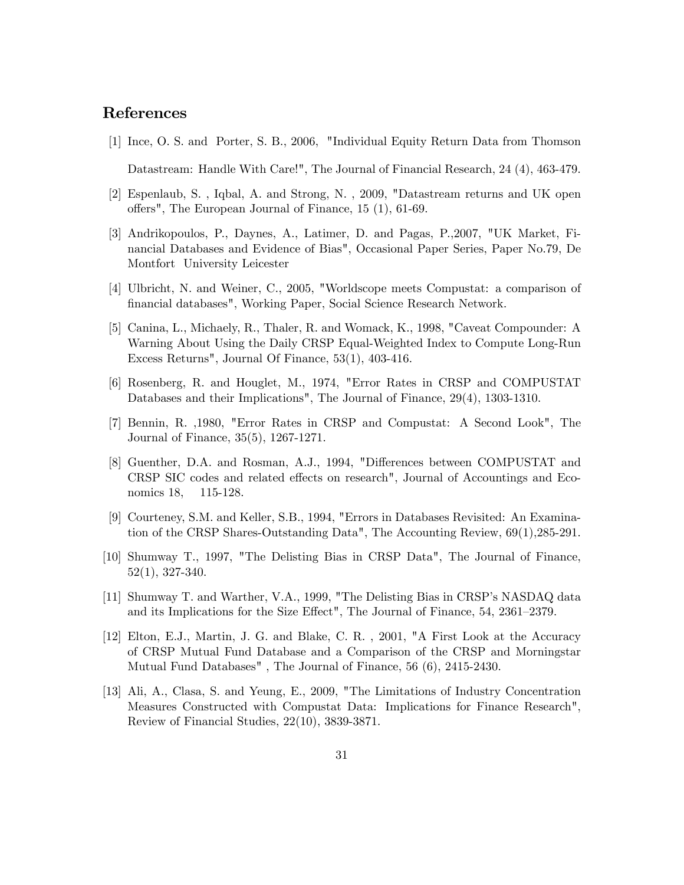## References

[1] Ince, O. S. and Porter, S. B., 2006, "Individual Equity Return Data from Thomson Datastream: Handle With Care!", The Journal of Financial Research, 24 (4), 463-479.

[2] Espenlaub, S. , Iqbal, A. and Strong, N. , 2009, "Datastream returns and UK open offers", The European Journal of Finance, 15 (1), 61-69.

[3] Andrikopoulos, P., Daynes, A., Latimer, D. and Pagas, P.,2007, "UK Market, Financial Databases and Evidence of Bias", Occasional Paper Series, Paper No.79, De Montfort University Leicester

[4] Ulbricht, N. and Weiner, C., 2005, "Worldscope meets Compustat: a comparison of financial databases", Working Paper, Social Science Research Network.

[5] Canina, L., Michaely, R., Thaler, R. and Womack, K., 1998, "Caveat Compounder: A Warning About Using the Daily CRSP Equal-Weighted Index to Compute Long-Run Excess Returns", Journal Of Finance, 53(1), 403-416.

[6] Rosenberg, R. and Houglet, M., 1974, "Error Rates in CRSP and COMPUSTAT Databases and their Implications", The Journal of Finance, 29(4), 1303-1310.

[7] Bennin, R. ,1980, "Error Rates in CRSP and Compustat: A Second Look", The Journal of Finance, 35(5), 1267-1271.

[8] Guenther, D.A. and Rosman, A.J., 1994, "Differences between COMPUSTAT and CRSP SIC codes and related effects on research", Journal of Accountings and Economics 18, 115-128.

[9] Courteney, S.M. and Keller, S.B., 1994, "Errors in Databases Revisited: An Examination of the CRSP Shares-Outstanding Data", The Accounting Review, 69(1),285-291.

[10] Shumway T., 1997, "The Delisting Bias in CRSP Data", The Journal of Finance, 52(1), 327-340.

[11] Shumway T. and Warther, V.A., 1999, "The Delisting Bias in CRSP's NASDAQ data and its Implications for the Size Effect", The Journal of Finance, 54, 2361–2379.

[12] Elton, E.J., Martin, J. G. and Blake, C. R. , 2001, "A First Look at the Accuracy of CRSP Mutual Fund Database and a Comparison of the CRSP and Morningstar Mutual Fund Databases" , The Journal of Finance, 56 (6), 2415-2430.

[13] Ali, A., Clasa, S. and Yeung, E., 2009, "The Limitations of Industry Concentration Measures Constructed with Compustat Data: Implications for Finance Research", Review of Financial Studies, 22(10), 3839-3871.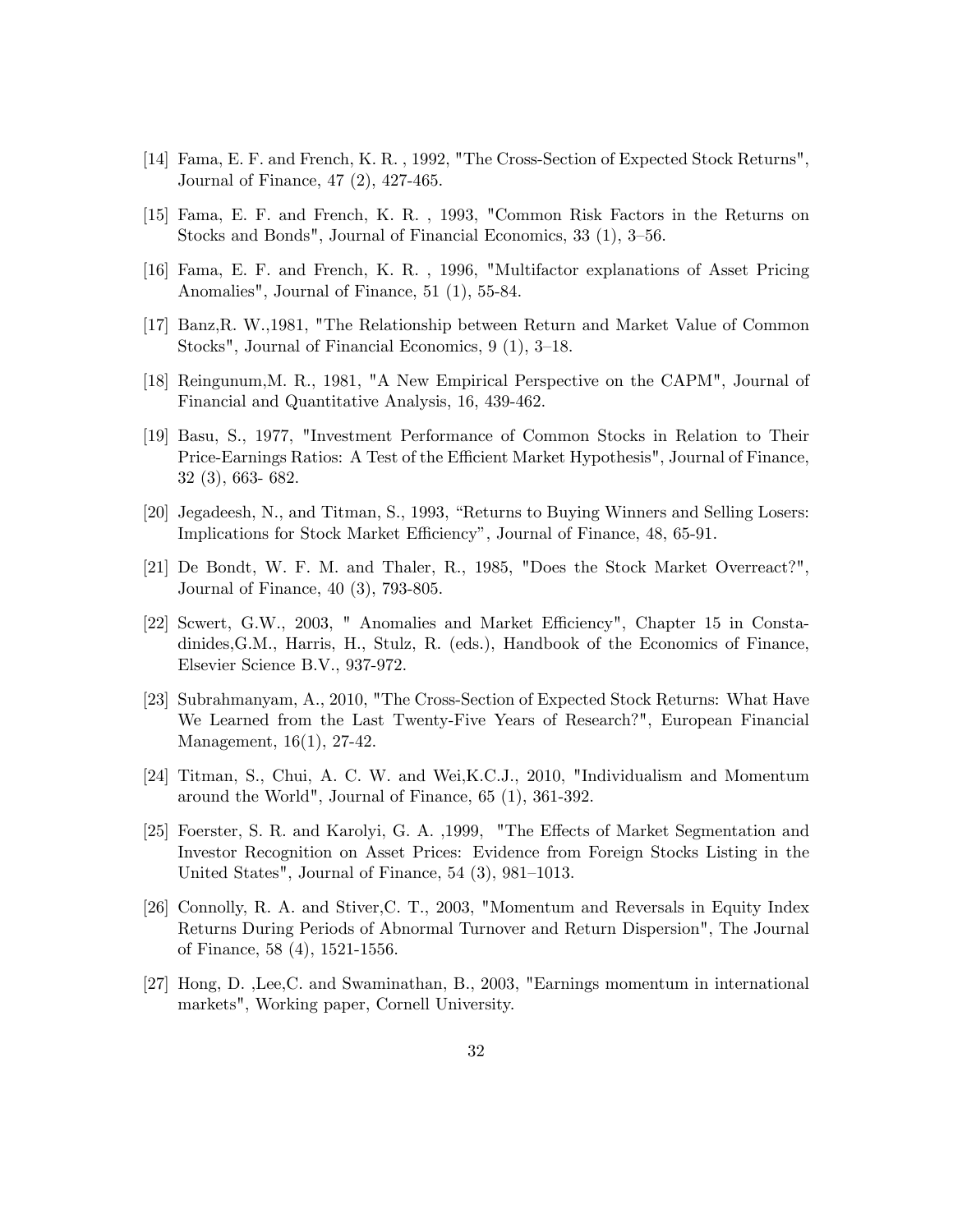[14] Fama, E. F. and French, K. R. , 1992, "The Cross-Section of Expected Stock Returns", Journal of Finance, 47 (2), 427-465.

[15] Fama, E. F. and French, K. R. , 1993, "Common Risk Factors in the Returns on Stocks and Bonds", Journal of Financial Economics, 33 (1), 3–56.

[16] Fama, E. F. and French, K. R. , 1996, "Multifactor explanations of Asset Pricing Anomalies", Journal of Finance, 51 (1), 55-84.

[17] Banz,R. W.,1981, "The Relationship between Return and Market Value of Common Stocks", Journal of Financial Economics, 9 (1), 3–18.

[18] Reingunum,M. R., 1981, "A New Empirical Perspective on the CAPM", Journal of Financial and Quantitative Analysis, 16, 439-462.

[19] Basu, S., 1977, "Investment Performance of Common Stocks in Relation to Their Price-Earnings Ratios: A Test of the Efficient Market Hypothesis", Journal of Finance, 32 (3), 663- 682.

[20] Jegadeesh, N., and Titman, S., 1993, "Returns to Buying Winners and Selling Losers: Implications for Stock Market Efficiency", Journal of Finance, 48, 65-91.

[21] De Bondt, W. F. M. and Thaler, R., 1985, "Does the Stock Market Overreact?", Journal of Finance, 40 (3), 793-805.

[22] Scwert, G.W., 2003, " Anomalies and Market Efficiency", Chapter 15 in Constadinides,G.M., Harris, H., Stulz, R. (eds.), Handbook of the Economics of Finance, Elsevier Science B.V., 937-972.

[23] Subrahmanyam, A., 2010, "The Cross-Section of Expected Stock Returns: What Have We Learned from the Last Twenty-Five Years of Research?", European Financial Management, 16(1), 27-42.

[24] Titman, S., Chui, A. C. W. and Wei,K.C.J., 2010, "Individualism and Momentum around the World", Journal of Finance, 65 (1), 361-392.

[25] Foerster, S. R. and Karolyi, G. A. ,1999, "The Effects of Market Segmentation and Investor Recognition on Asset Prices: Evidence from Foreign Stocks Listing in the United States", Journal of Finance, 54 (3), 981–1013.

[26] Connolly, R. A. and Stiver,C. T., 2003, "Momentum and Reversals in Equity Index Returns During Periods of Abnormal Turnover and Return Dispersion", The Journal of Finance, 58 (4), 1521-1556.

[27] Hong, D. ,Lee,C. and Swaminathan, B., 2003, "Earnings momentum in international markets", Working paper, Cornell University.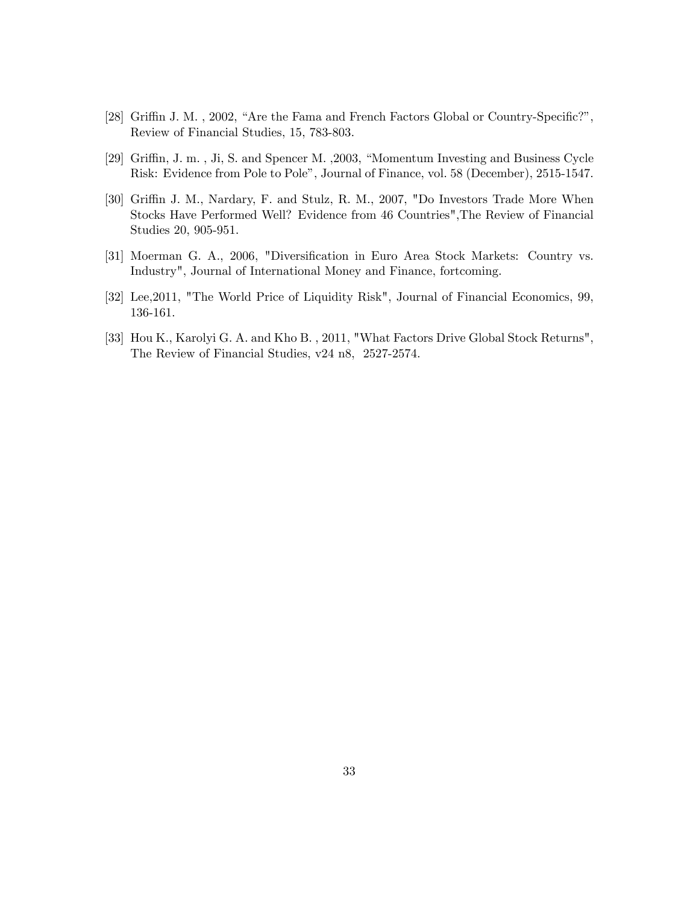[28] Griffin J. M. , 2002, "Are the Fama and French Factors Global or Country-Specific?", Review of Financial Studies, 15, 783-803.

[29] Griffin, J. m. , Ji, S. and Spencer M. ,2003, "Momentum Investing and Business Cycle Risk: Evidence from Pole to Pole", Journal of Finance, vol. 58 (December), 2515-1547.

[30] Griffin J. M., Nardary, F. and Stulz, R. M., 2007, "Do Investors Trade More When Stocks Have Performed Well? Evidence from 46 Countries",The Review of Financial Studies 20, 905-951.

[31] Moerman G. A., 2006, "Diversification in Euro Area Stock Markets: Country vs. Industry", Journal of International Money and Finance, fortcoming.

[32] Lee,2011, "The World Price of Liquidity Risk", Journal of Financial Economics, 99, 136-161.

[33] Hou K., Karolyi G. A. and Kho B. , 2011, "What Factors Drive Global Stock Returns", The Review of Financial Studies, v24 n8, 2527-2574.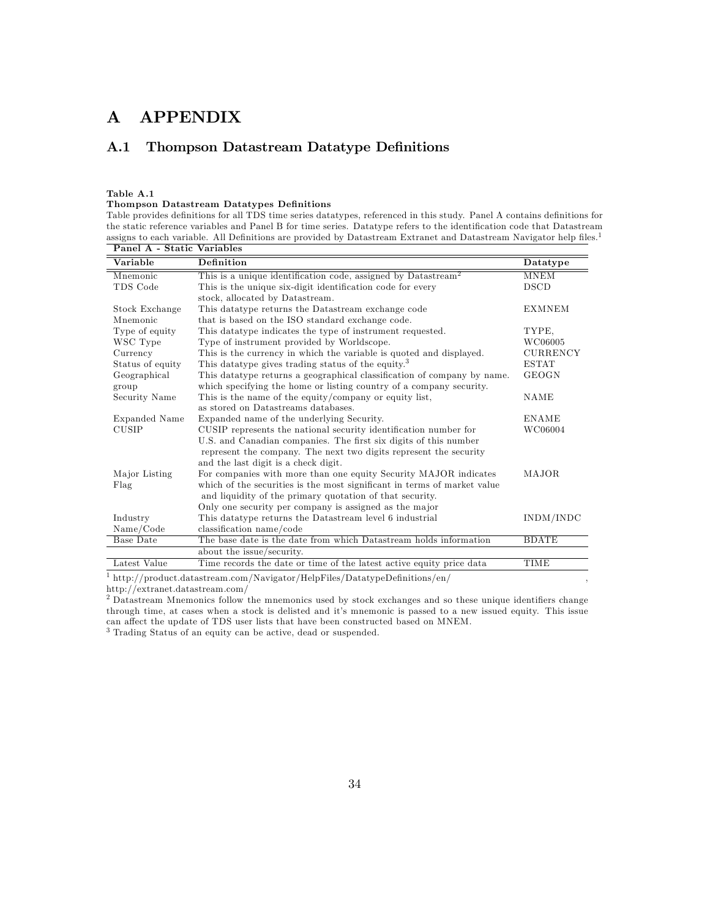# A APPENDIX

## A.1 Thompson Datastream Datatype Definitions

**Table A.1**
**Thompson Datastream Datatypes Definitions**
Table provides definitions for all TDS time series datatypes, referenced in this study. Panel A contains definitions for the static reference variables and Panel B for time series. Datatype refers to the identification code that Datastream assigns to each variable. All Definitions are provided by Datastream Extranet and Datastream Navigator help files.[1]

**Panel A - Static Variables**

| Variable | Definition | Datatype |
|---|---|---|
| Mnemonic | This is a unique identification code, assigned by Datastream[2] | MNEM |
| TDS Code | This is the unique six-digit identification code for every stock, allocated by Datastream. | DSCD |
| Stock Exchange Mnemonic | This datatype returns the Datastream exchange code that is based on the ISO standard exchange code. | EXMNEM |
| Type of equity | This datatype indicates the type of instrument requested. | TYPE, |
| WSC Type | Type of instrument provided by Worldscope. | WC06005 |
| Currency | This is the currency in which the variable is quoted and displayed. | CURRENCY |
| Status of equity | This datatype gives trading status of the equity.[3] | ESTAT |
| Geographical group | This datatype returns a geographical classification of company by name. which specifying the home or listing country of a company security. | GEOGN |
| Security Name | This is the name of the equity/company or equity list, as stored on Datastreams databases. | NAME |
| Expanded Name | Expanded name of the underlying Security. | ENAME |
| CUSIP | CUSIP represents the national security identification number for U.S. and Canadian companies. The first six digits of this number represent the company. The next two digits represent the security and the last digit is a check digit. | WC06004 |
| Major Listing Flag | For companies with more than one equity Security MAJOR indicates which of the securities is the most significant in terms of market value and liquidity of the primary quotation of that security. Only one security per company is assigned as the major | MAJOR |
| Industry Name/Code | This datatype returns the Datastream level 6 industrial classification name/code | INDM/INDC |
| Base Date | The base date is the date from which Datastream holds information about the issue/security. | BDATE |
| Latest Value | Time records the date or time of the latest active equity price data | TIME |

[1] http://product.datastream.com/Navigator/HelpFiles/DatatypeDefinitions/en/ , http://extranet.datastream.com/
[2] Datastream Mnemonics follow the mnemonics used by stock exchanges and so these unique identifiers change through time, at cases when a stock is delisted and it's mnemonic is passed to a new issued equity. This issue can affect the update of TDS user lists that have been constructed based on MNEM.
[3] Trading Status of an equity can be active, dead or suspended.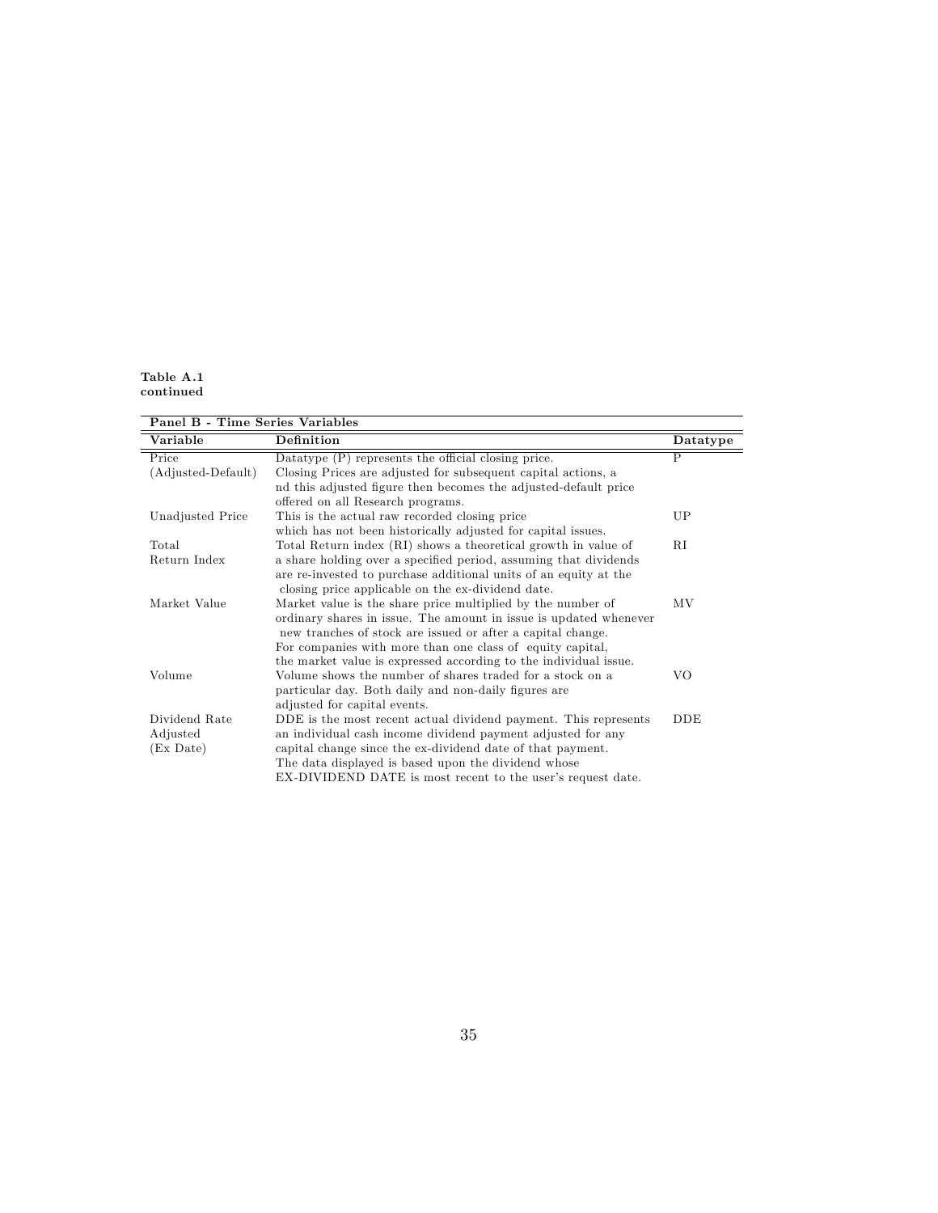**Table A.1**
**continued**

**Panel B - Time Series Variables**

| Variable | Definition | Datatype |
|---|---|---|
| Price (Adjusted-Default) | Datatype (P) represents the official closing price. Closing Prices are adjusted for subsequent capital actions, a nd this adjusted figure then becomes the adjusted-default price offered on all Research programs. | P |
| Unadjusted Price | This is the actual raw recorded closing price which has not been historically adjusted for capital issues. | UP |
| Total Return Index | Total Return index (RI) shows a theoretical growth in value of a share holding over a specified period, assuming that dividends are re-invested to purchase additional units of an equity at the closing price applicable on the ex-dividend date. | RI |
| Market Value | Market value is the share price multiplied by the number of ordinary shares in issue. The amount in issue is updated whenever new tranches of stock are issued or after a capital change. For companies with more than one class of equity capital, the market value is expressed according to the individual issue. | MV |
| Volume | Volume shows the number of shares traded for a stock on a particular day. Both daily and non-daily figures are adjusted for capital events. | VO |
| Dividend Rate Adjusted (Ex Date) | DDE is the most recent actual dividend payment. This represents an individual cash income dividend payment adjusted for any capital change since the ex-dividend date of that payment. The data displayed is based upon the dividend whose EX-DIVIDEND DATE is most recent to the user's request date. | DDE |